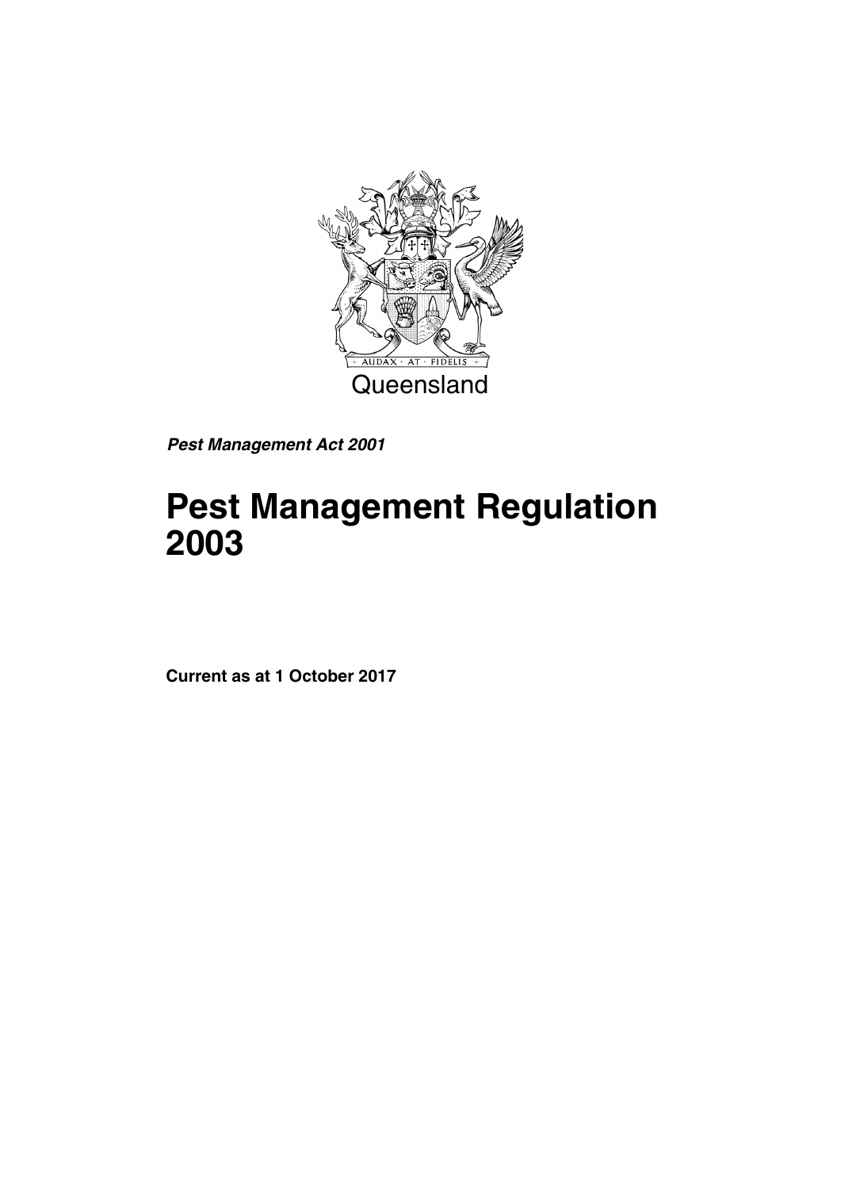AUDAX · AT · FIDELIS

Queensland

***Pest Management Act 2001***

# Pest Management Regulation 2003

**Current as at 1 October 2017**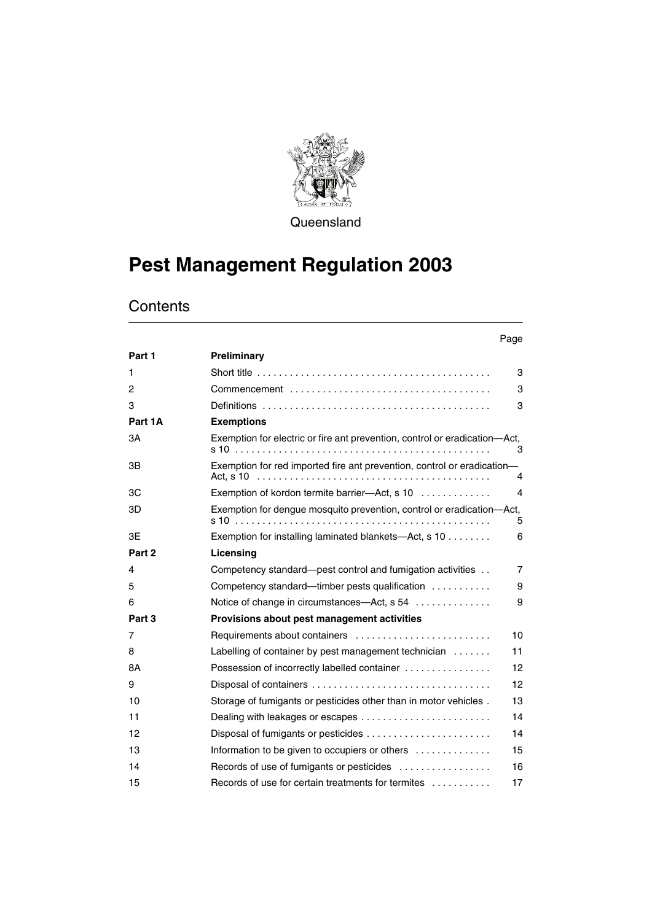Queensland

# Pest Management Regulation 2003

## Contents

| | | Page |
|---|---|---|
| **Part 1** | **Preliminary** | |
| 1 | Short title | 3 |
| 2 | Commencement | 3 |
| 3 | Definitions | 3 |
| **Part 1A** | **Exemptions** | |
| 3A | Exemption for electric or fire ant prevention, control or eradication—Act, s 10 | 3 |
| 3B | Exemption for red imported fire ant prevention, control or eradication—Act, s 10 | 4 |
| 3C | Exemption of kordon termite barrier—Act, s 10 | 4 |
| 3D | Exemption for dengue mosquito prevention, control or eradication—Act, s 10 | 5 |
| 3E | Exemption for installing laminated blankets—Act, s 10 | 6 |
| **Part 2** | **Licensing** | |
| 4 | Competency standard—pest control and fumigation activities | 7 |
| 5 | Competency standard—timber pests qualification | 9 |
| 6 | Notice of change in circumstances—Act, s 54 | 9 |
| **Part 3** | **Provisions about pest management activities** | |
| 7 | Requirements about containers | 10 |
| 8 | Labelling of container by pest management technician | 11 |
| 8A | Possession of incorrectly labelled container | 12 |
| 9 | Disposal of containers | 12 |
| 10 | Storage of fumigants or pesticides other than in motor vehicles | 13 |
| 11 | Dealing with leakages or escapes | 14 |
| 12 | Disposal of fumigants or pesticides | 14 |
| 13 | Information to be given to occupiers or others | 15 |
| 14 | Records of use of fumigants or pesticides | 16 |
| 15 | Records of use for certain treatments for termites | 17 |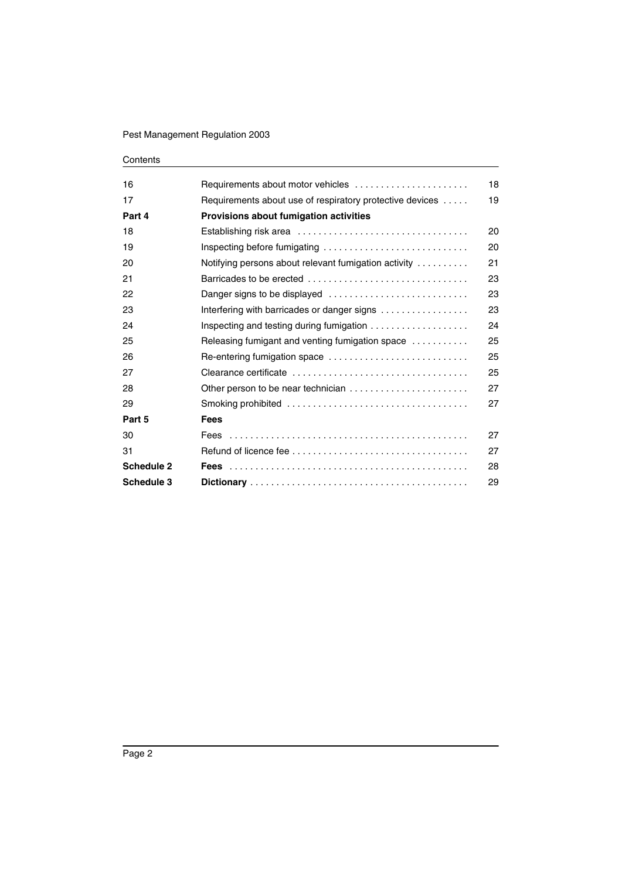| | | |
|---|---|---|
| 16 | Requirements about motor vehicles | 18 |
| 17 | Requirements about use of respiratory protective devices | 19 |
| **Part 4** | **Provisions about fumigation activities** | |
| 18 | Establishing risk area | 20 |
| 19 | Inspecting before fumigating | 20 |
| 20 | Notifying persons about relevant fumigation activity | 21 |
| 21 | Barricades to be erected | 23 |
| 22 | Danger signs to be displayed | 23 |
| 23 | Interfering with barricades or danger signs | 23 |
| 24 | Inspecting and testing during fumigation | 24 |
| 25 | Releasing fumigant and venting fumigation space | 25 |
| 26 | Re-entering fumigation space | 25 |
| 27 | Clearance certificate | 25 |
| 28 | Other person to be near technician | 27 |
| 29 | Smoking prohibited | 27 |
| **Part 5** | **Fees** | |
| 30 | Fees | 27 |
| 31 | Refund of licence fee | 27 |
| **Schedule 2** | **Fees** | 28 |
| **Schedule 3** | **Dictionary** | 29 |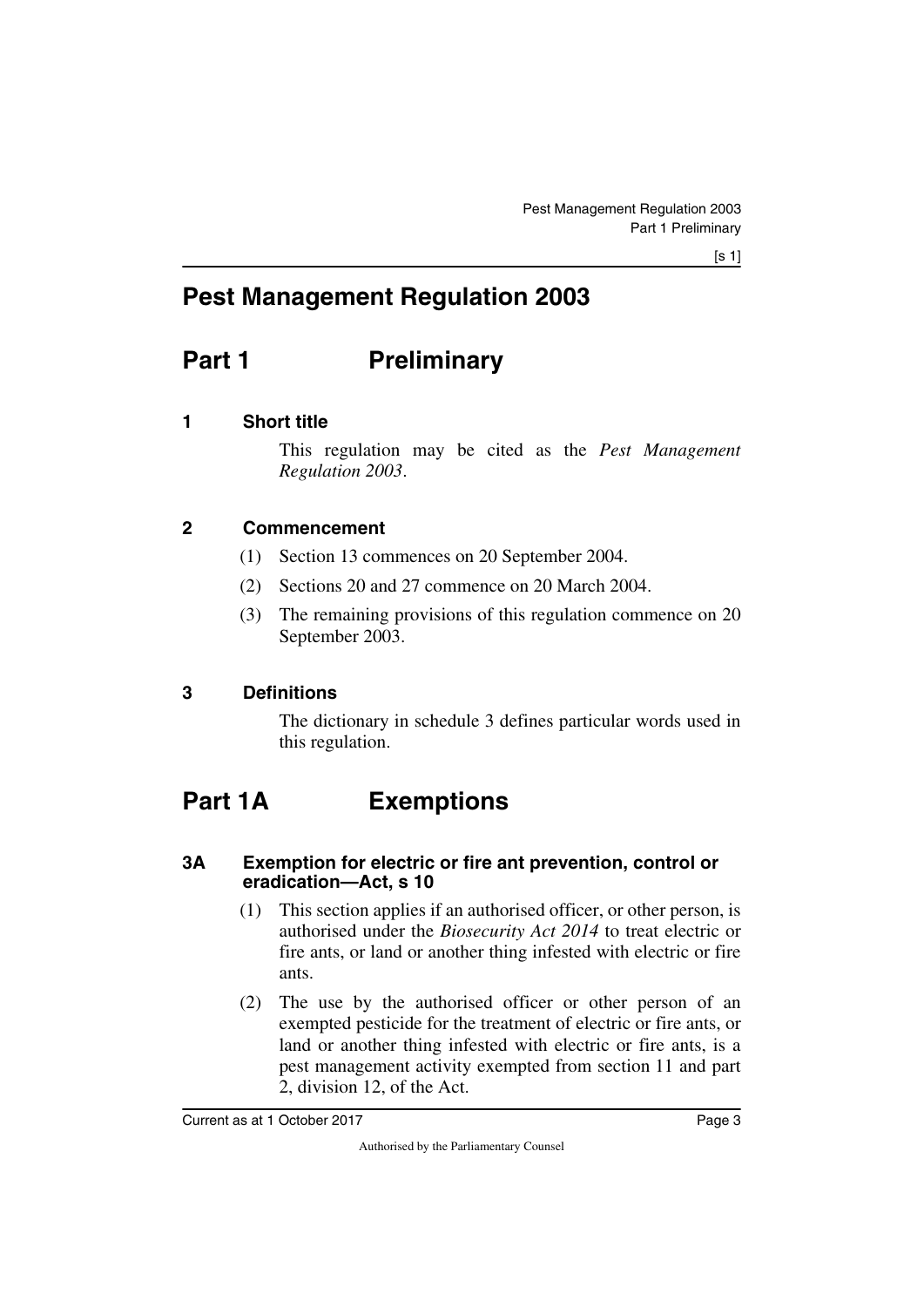# Pest Management Regulation 2003

## Part 1 Preliminary

### 1 Short title

This regulation may be cited as the *Pest Management Regulation 2003*.

### 2 Commencement

(1) Section 13 commences on 20 September 2004.

(2) Sections 20 and 27 commence on 20 March 2004.

(3) The remaining provisions of this regulation commence on 20 September 2003.

### 3 Definitions

The dictionary in schedule 3 defines particular words used in this regulation.

## Part 1A Exemptions

### 3A Exemption for electric or fire ant prevention, control or eradication—Act, s 10

(1) This section applies if an authorised officer, or other person, is authorised under the *Biosecurity Act 2014* to treat electric or fire ants, or land or another thing infested with electric or fire ants.

(2) The use by the authorised officer or other person of an exempted pesticide for the treatment of electric or fire ants, or land or another thing infested with electric or fire ants, is a pest management activity exempted from section 11 and part 2, division 12, of the Act.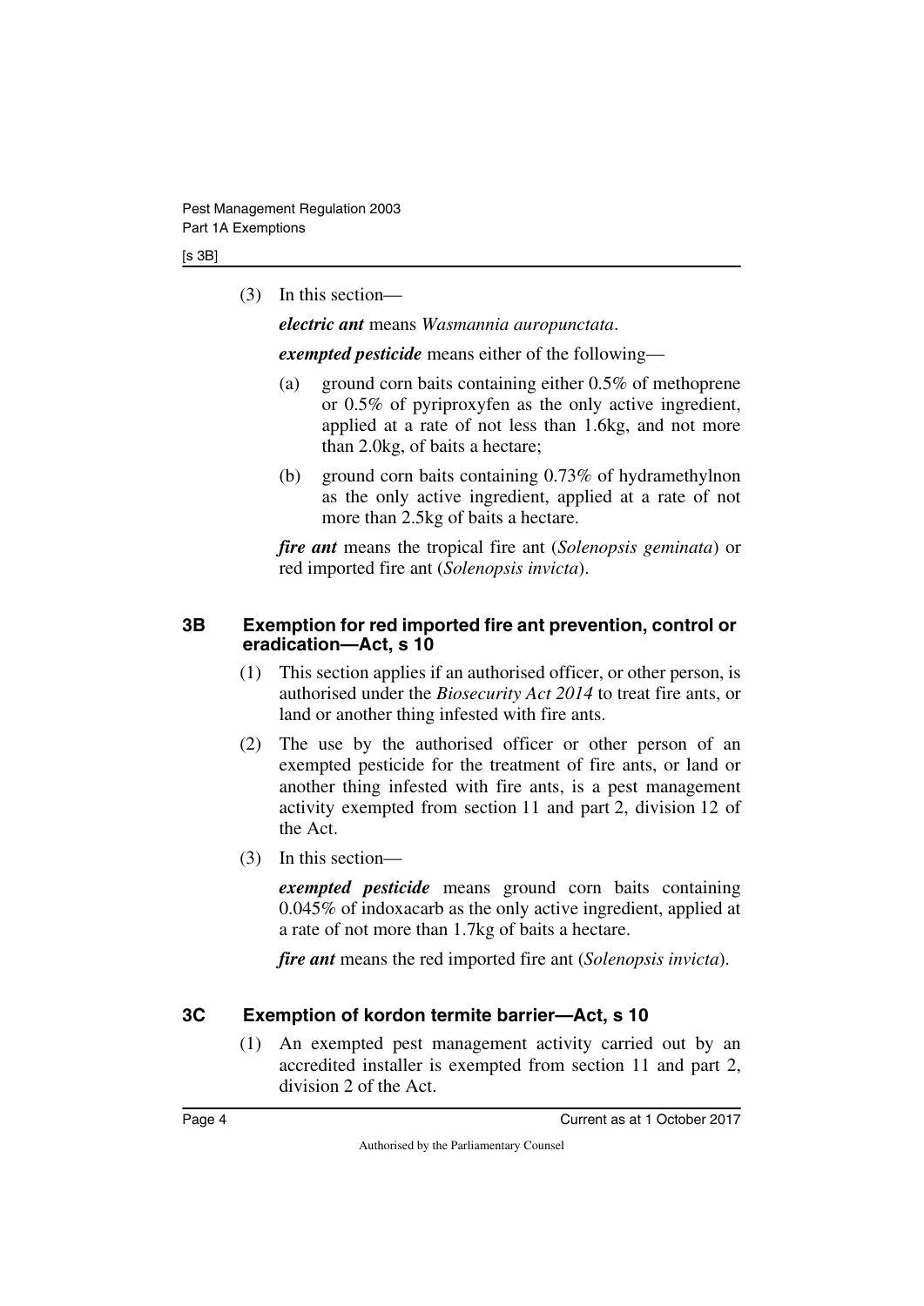(3) In this section—

***electric ant*** means *Wasmannia auropunctata*.

***exempted pesticide*** means either of the following—

(a) ground corn baits containing either 0.5% of methoprene or 0.5% of pyriproxyfen as the only active ingredient, applied at a rate of not less than 1.6kg, and not more than 2.0kg, of baits a hectare;

(b) ground corn baits containing 0.73% of hydramethylnon as the only active ingredient, applied at a rate of not more than 2.5kg of baits a hectare.

***fire ant*** means the tropical fire ant (*Solenopsis geminata*) or red imported fire ant (*Solenopsis invicta*).

## 3B Exemption for red imported fire ant prevention, control or eradication—Act, s 10

(1) This section applies if an authorised officer, or other person, is authorised under the *Biosecurity Act 2014* to treat fire ants, or land or another thing infested with fire ants.

(2) The use by the authorised officer or other person of an exempted pesticide for the treatment of fire ants, or land or another thing infested with fire ants, is a pest management activity exempted from section 11 and part 2, division 12 of the Act.

(3) In this section—

***exempted pesticide*** means ground corn baits containing 0.045% of indoxacarb as the only active ingredient, applied at a rate of not more than 1.7kg of baits a hectare.

***fire ant*** means the red imported fire ant (*Solenopsis invicta*).

## 3C Exemption of kordon termite barrier—Act, s 10

(1) An exempted pest management activity carried out by an accredited installer is exempted from section 11 and part 2, division 2 of the Act.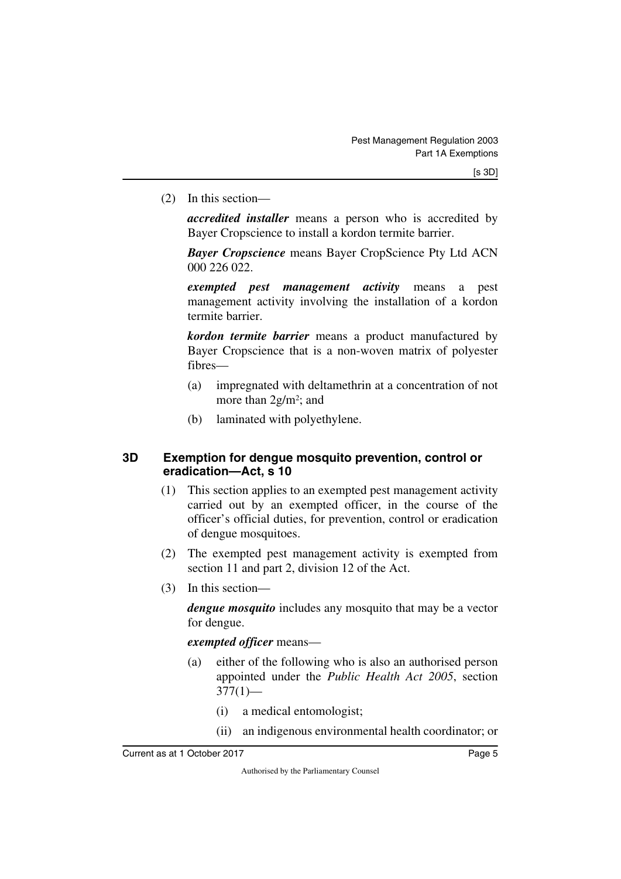(2) In this section—

***accredited installer*** means a person who is accredited by Bayer Cropscience to install a kordon termite barrier.

***Bayer Cropscience*** means Bayer CropScience Pty Ltd ACN 000 226 022.

***exempted pest management activity*** means a pest management activity involving the installation of a kordon termite barrier.

***kordon termite barrier*** means a product manufactured by Bayer Cropscience that is a non-woven matrix of polyester fibres—

(a) impregnated with deltamethrin at a concentration of not more than $2g/m^2$; and

(b) laminated with polyethylene.

## 3D Exemption for dengue mosquito prevention, control or eradication—Act, s 10

(1) This section applies to an exempted pest management activity carried out by an exempted officer, in the course of the officer's official duties, for prevention, control or eradication of dengue mosquitoes.

(2) The exempted pest management activity is exempted from section 11 and part 2, division 12 of the Act.

(3) In this section—

***dengue mosquito*** includes any mosquito that may be a vector for dengue.

***exempted officer*** means—

(a) either of the following who is also an authorised person appointed under the *Public Health Act 2005*, section 377(1)—

(i) a medical entomologist;

(ii) an indigenous environmental health coordinator; or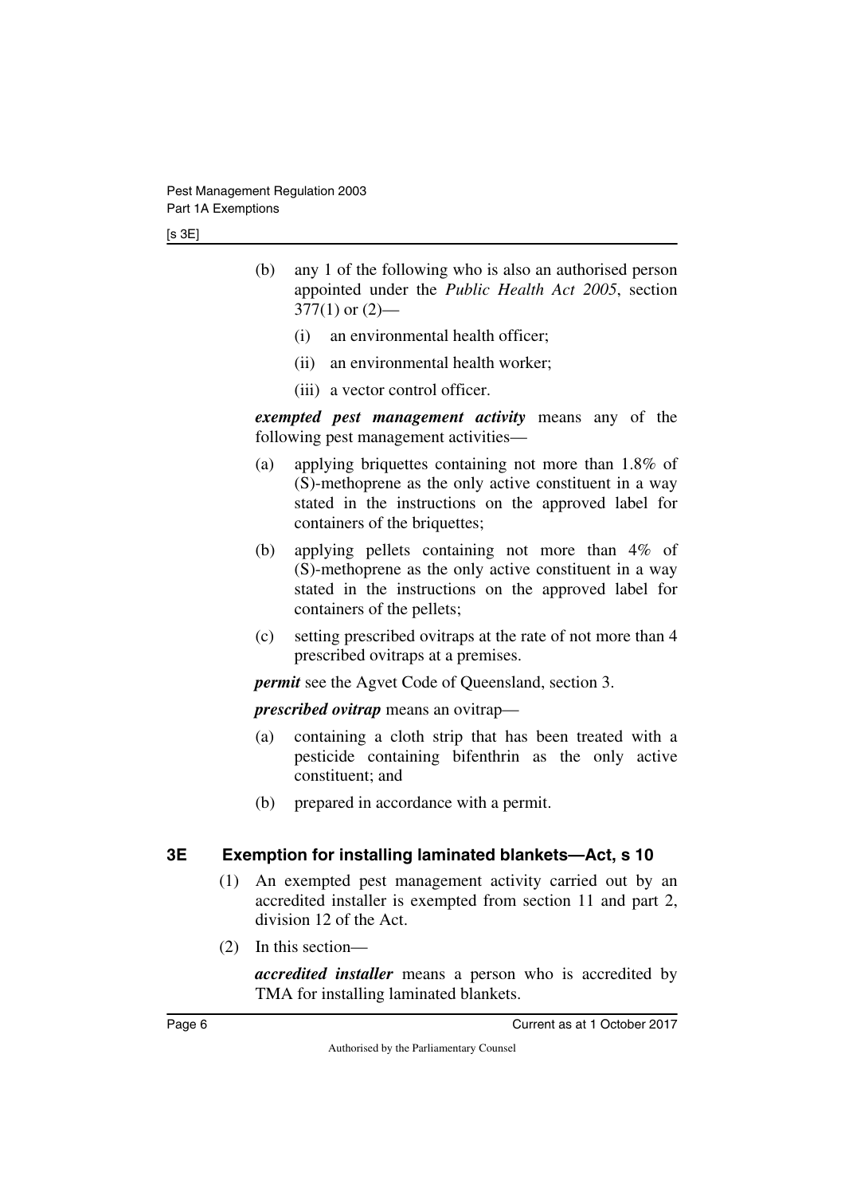(b) any 1 of the following who is also an authorised person appointed under the *Public Health Act 2005*, section 377(1) or (2)—

(i) an environmental health officer;

(ii) an environmental health worker;

(iii) a vector control officer.

***exempted pest management activity*** means any of the following pest management activities—

(a) applying briquettes containing not more than 1.8% of (S)-methoprene as the only active constituent in a way stated in the instructions on the approved label for containers of the briquettes;

(b) applying pellets containing not more than 4% of (S)-methoprene as the only active constituent in a way stated in the instructions on the approved label for containers of the pellets;

(c) setting prescribed ovitraps at the rate of not more than 4 prescribed ovitraps at a premises.

***permit*** see the Agvet Code of Queensland, section 3.

***prescribed ovitrap*** means an ovitrap—

(a) containing a cloth strip that has been treated with a pesticide containing bifenthrin as the only active constituent; and

(b) prepared in accordance with a permit.

## 3E Exemption for installing laminated blankets—Act, s 10

(1) An exempted pest management activity carried out by an accredited installer is exempted from section 11 and part 2, division 12 of the Act.

(2) In this section—

***accredited installer*** means a person who is accredited by TMA for installing laminated blankets.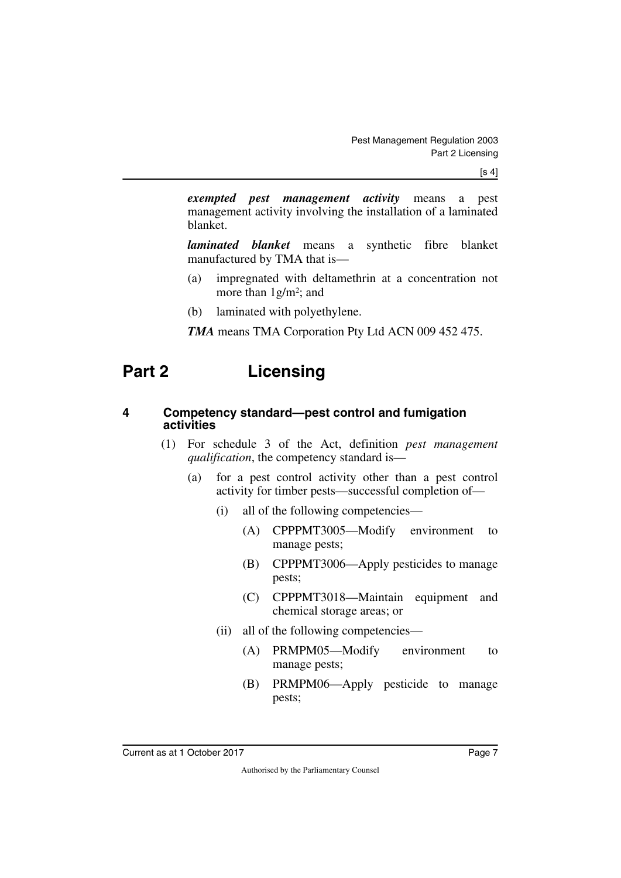***exempted pest management activity*** means a pest management activity involving the installation of a laminated blanket.

***laminated blanket*** means a synthetic fibre blanket manufactured by TMA that is—

(a) impregnated with deltamethrin at a concentration not more than $1g/m^2$; and

(b) laminated with polyethylene.

***TMA*** means TMA Corporation Pty Ltd ACN 009 452 475.

# Part 2 Licensing

## 4 Competency standard—pest control and fumigation activities

(1) For schedule 3 of the Act, definition *pest management qualification*, the competency standard is—

(a) for a pest control activity other than a pest control activity for timber pests—successful completion of—

(i) all of the following competencies—

(A) CPPPMT3005—Modify environment to manage pests;

(B) CPPPMT3006—Apply pesticides to manage pests;

(C) CPPPMT3018—Maintain equipment and chemical storage areas; or

(ii) all of the following competencies—

(A) PRMPM05—Modify environment to manage pests;

(B) PRMPM06—Apply pesticide to manage pests;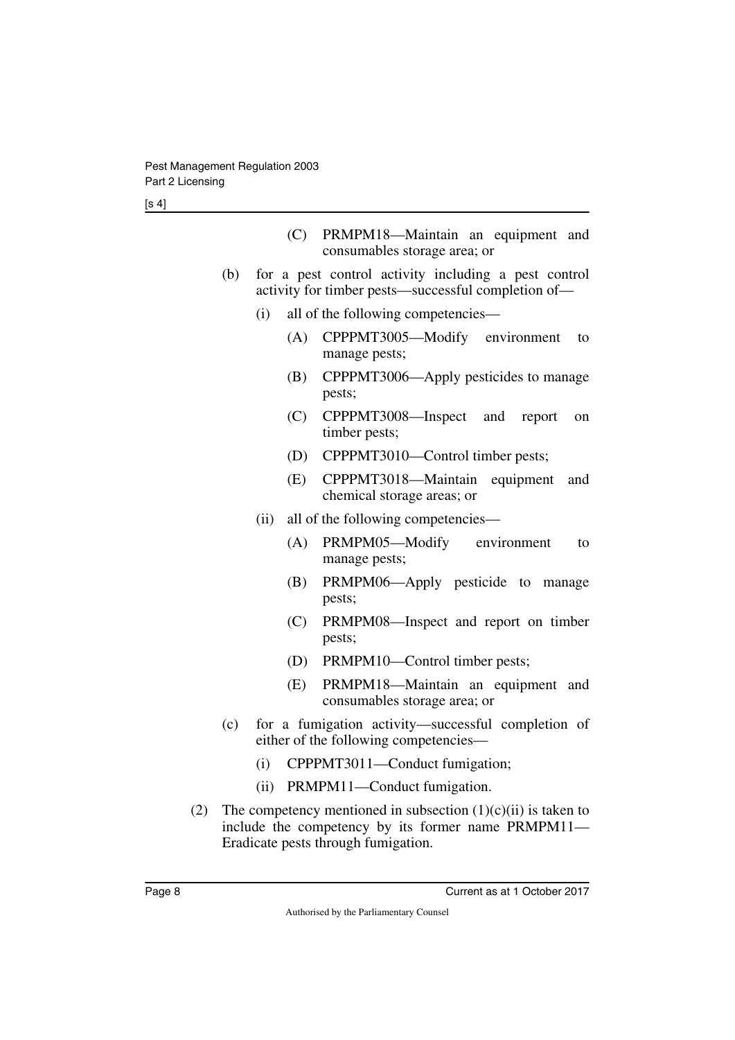(C) PRMPM18—Maintain an equipment and consumables storage area; or

(b) for a pest control activity including a pest control activity for timber pests—successful completion of—

(i) all of the following competencies—

(A) CPPPMT3005—Modify environment to manage pests;

(B) CPPPMT3006—Apply pesticides to manage pests;

(C) CPPPMT3008—Inspect and report on timber pests;

(D) CPPPMT3010—Control timber pests;

(E) CPPPMT3018—Maintain equipment and chemical storage areas; or

(ii) all of the following competencies—

(A) PRMPM05—Modify environment to manage pests;

(B) PRMPM06—Apply pesticide to manage pests;

(C) PRMPM08—Inspect and report on timber pests;

(D) PRMPM10—Control timber pests;

(E) PRMPM18—Maintain an equipment and consumables storage area; or

(c) for a fumigation activity—successful completion of either of the following competencies—

(i) CPPPMT3011—Conduct fumigation;

(ii) PRMPM11—Conduct fumigation.

(2) The competency mentioned in subsection (1)(c)(ii) is taken to include the competency by its former name PRMPM11—Eradicate pests through fumigation.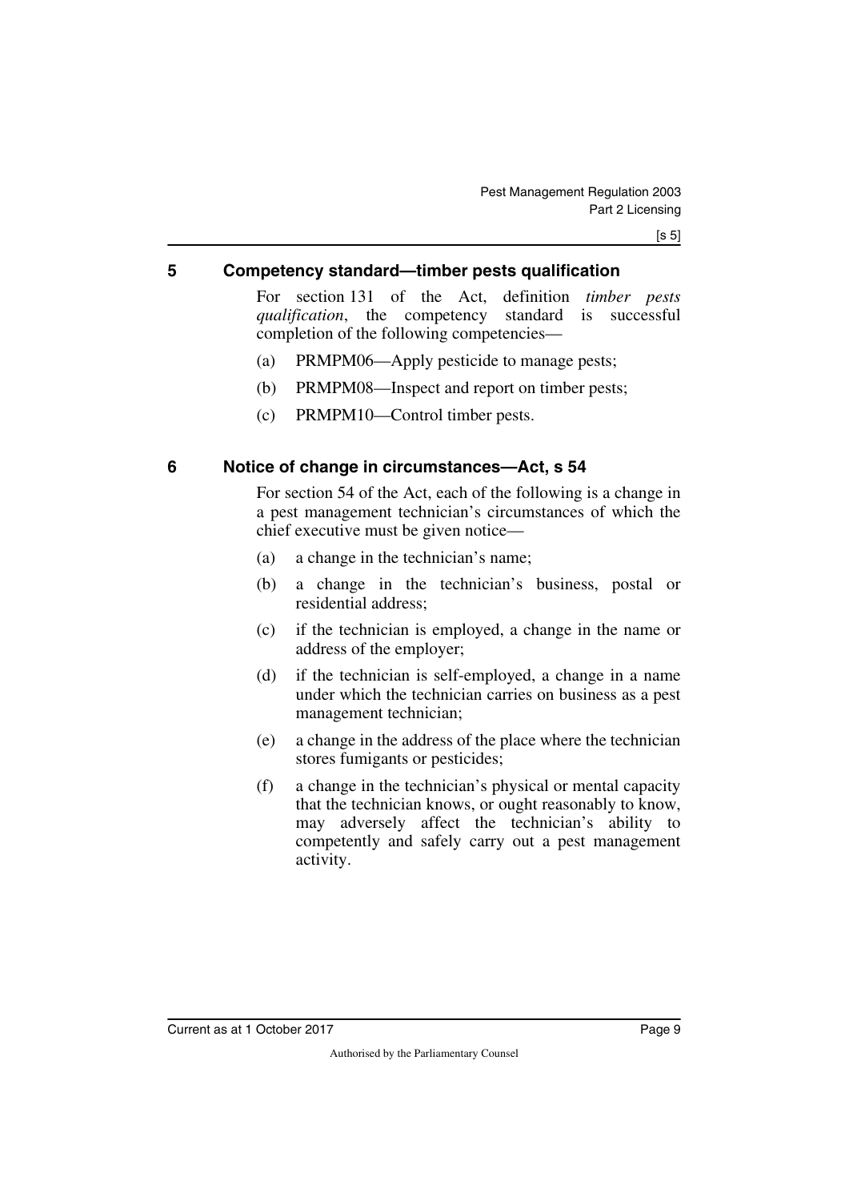## 5 Competency standard—timber pests qualification

For section 131 of the Act, definition *timber pests qualification*, the competency standard is successful completion of the following competencies—

(a) PRMPM06—Apply pesticide to manage pests;

(b) PRMPM08—Inspect and report on timber pests;

(c) PRMPM10—Control timber pests.

## 6 Notice of change in circumstances—Act, s 54

For section 54 of the Act, each of the following is a change in a pest management technician's circumstances of which the chief executive must be given notice—

(a) a change in the technician's name;

(b) a change in the technician's business, postal or residential address;

(c) if the technician is employed, a change in the name or address of the employer;

(d) if the technician is self-employed, a change in a name under which the technician carries on business as a pest management technician;

(e) a change in the address of the place where the technician stores fumigants or pesticides;

(f) a change in the technician's physical or mental capacity that the technician knows, or ought reasonably to know, may adversely affect the technician's ability to competently and safely carry out a pest management activity.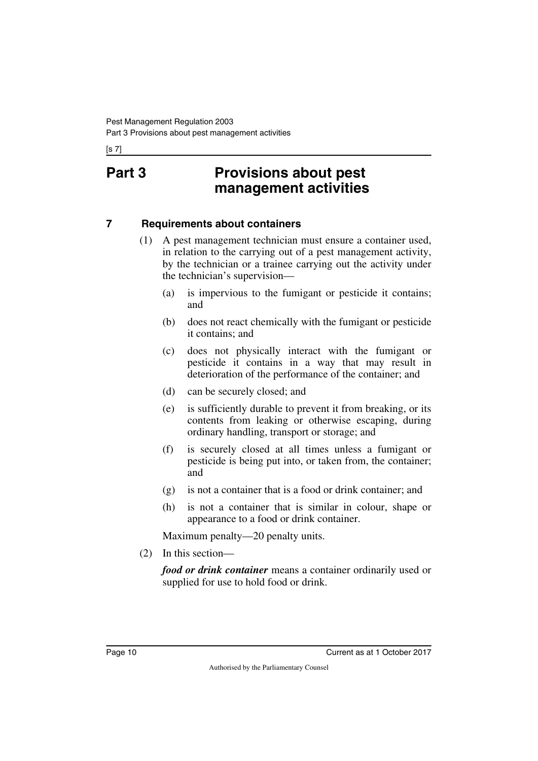# Part 3 Provisions about pest management activities

## 7 Requirements about containers

(1) A pest management technician must ensure a container used, in relation to the carrying out of a pest management activity, by the technician or a trainee carrying out the activity under the technician's supervision—

(a) is impervious to the fumigant or pesticide it contains; and

(b) does not react chemically with the fumigant or pesticide it contains; and

(c) does not physically interact with the fumigant or pesticide it contains in a way that may result in deterioration of the performance of the container; and

(d) can be securely closed; and

(e) is sufficiently durable to prevent it from breaking, or its contents from leaking or otherwise escaping, during ordinary handling, transport or storage; and

(f) is securely closed at all times unless a fumigant or pesticide is being put into, or taken from, the container; and

(g) is not a container that is a food or drink container; and

(h) is not a container that is similar in colour, shape or appearance to a food or drink container.

Maximum penalty—20 penalty units.

(2) In this section—

***food or drink container*** means a container ordinarily used or supplied for use to hold food or drink.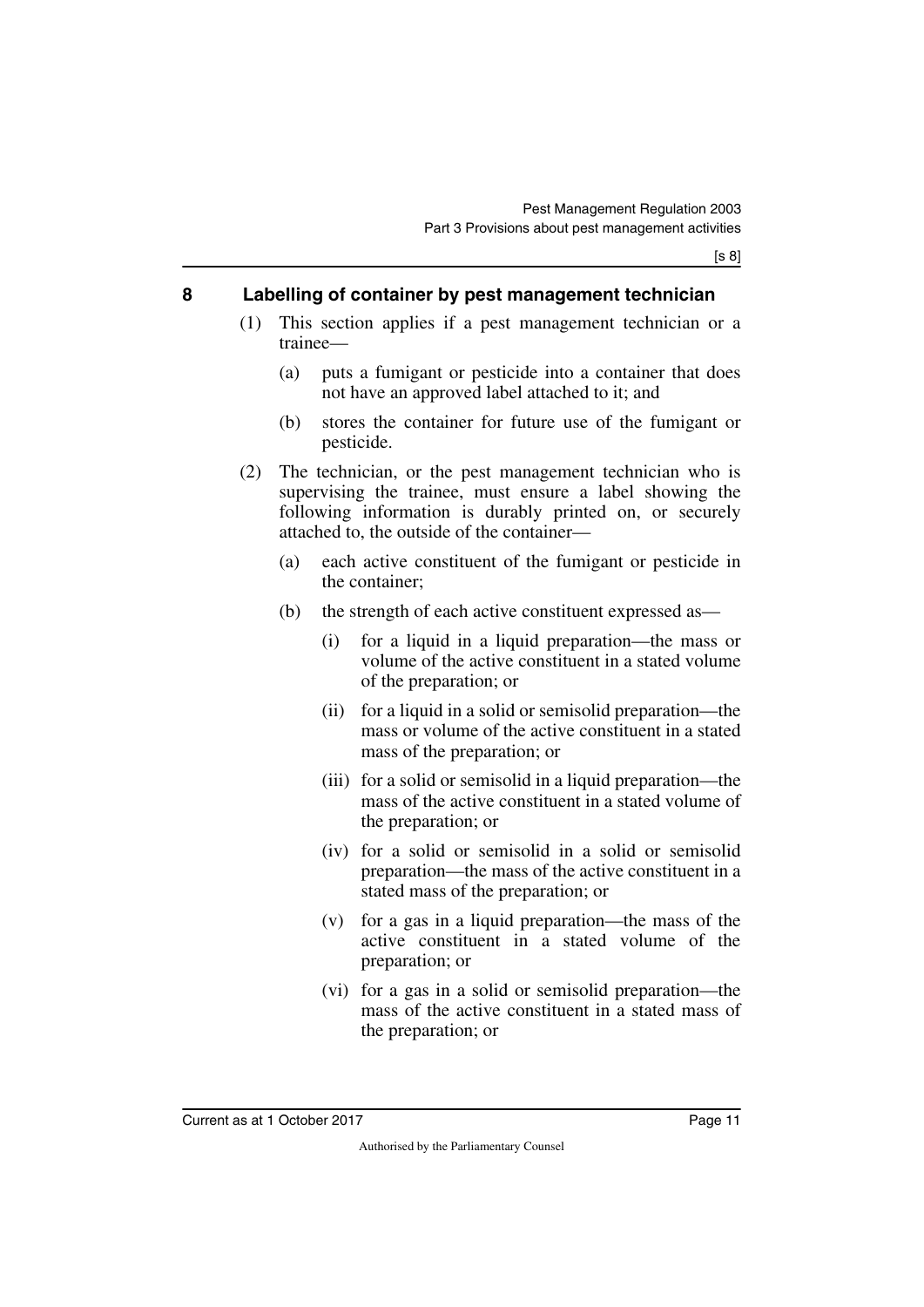## 8 Labelling of container by pest management technician

(1) This section applies if a pest management technician or a trainee—

(a) puts a fumigant or pesticide into a container that does not have an approved label attached to it; and

(b) stores the container for future use of the fumigant or pesticide.

(2) The technician, or the pest management technician who is supervising the trainee, must ensure a label showing the following information is durably printed on, or securely attached to, the outside of the container—

(a) each active constituent of the fumigant or pesticide in the container;

(b) the strength of each active constituent expressed as—

(i) for a liquid in a liquid preparation—the mass or volume of the active constituent in a stated volume of the preparation; or

(ii) for a liquid in a solid or semisolid preparation—the mass or volume of the active constituent in a stated mass of the preparation; or

(iii) for a solid or semisolid in a liquid preparation—the mass of the active constituent in a stated volume of the preparation; or

(iv) for a solid or semisolid in a solid or semisolid preparation—the mass of the active constituent in a stated mass of the preparation; or

(v) for a gas in a liquid preparation—the mass of the active constituent in a stated volume of the preparation; or

(vi) for a gas in a solid or semisolid preparation—the mass of the active constituent in a stated mass of the preparation; or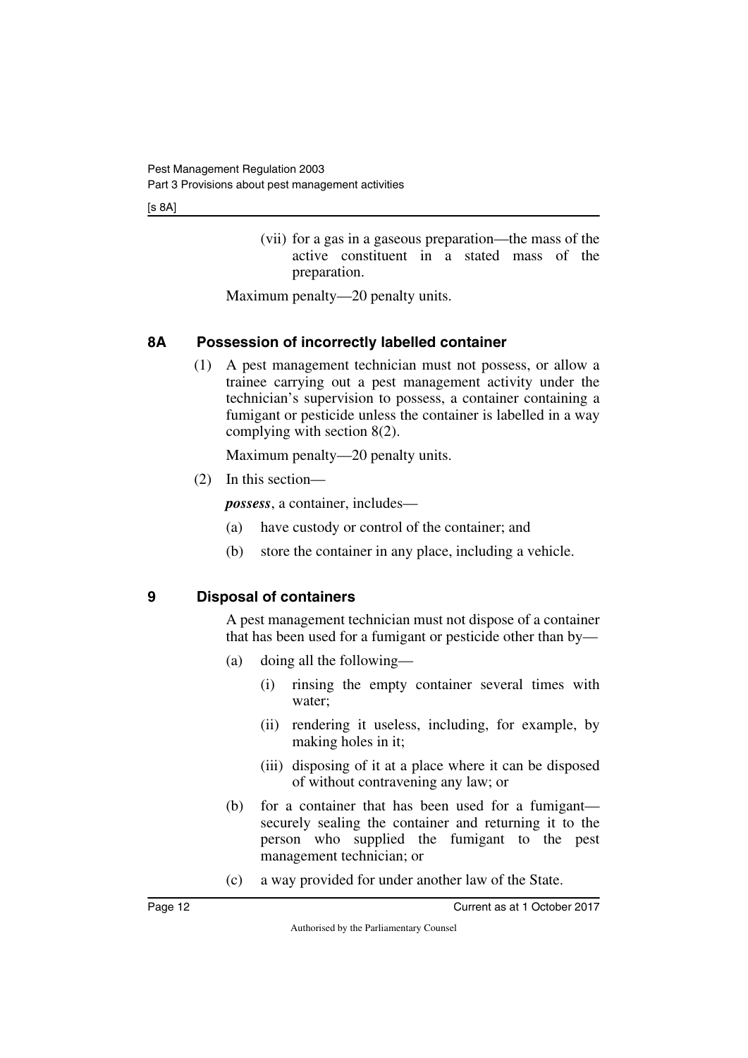(vii) for a gas in a gaseous preparation—the mass of the active constituent in a stated mass of the preparation.

Maximum penalty—20 penalty units.

## 8A Possession of incorrectly labelled container

(1) A pest management technician must not possess, or allow a trainee carrying out a pest management activity under the technician's supervision to possess, a container containing a fumigant or pesticide unless the container is labelled in a way complying with section 8(2).

Maximum penalty—20 penalty units.

(2) In this section—

***possess***, a container, includes—

(a) have custody or control of the container; and

(b) store the container in any place, including a vehicle.

## 9 Disposal of containers

A pest management technician must not dispose of a container that has been used for a fumigant or pesticide other than by—

(a) doing all the following—

(i) rinsing the empty container several times with water;

(ii) rendering it useless, including, for example, by making holes in it;

(iii) disposing of it at a place where it can be disposed of without contravening any law; or

(b) for a container that has been used for a fumigant—securely sealing the container and returning it to the person who supplied the fumigant to the pest management technician; or

(c) a way provided for under another law of the State.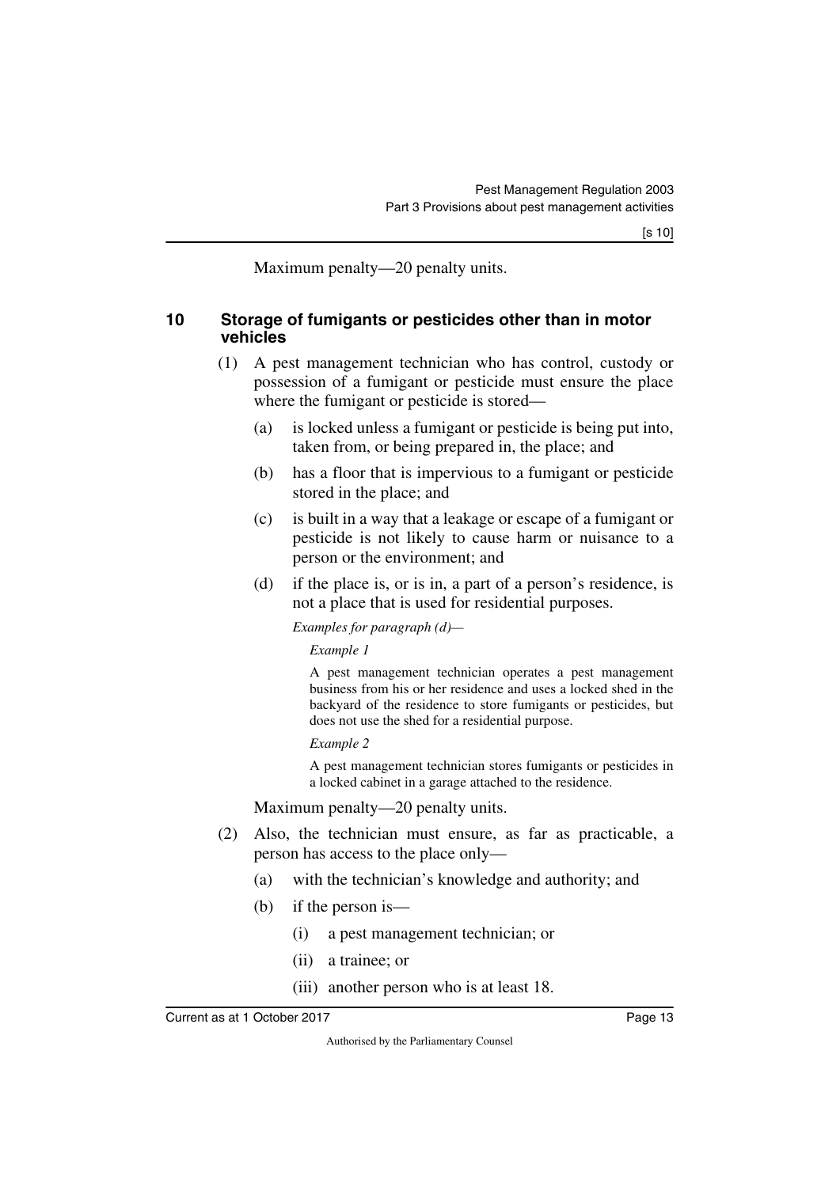Maximum penalty—20 penalty units.

## 10 Storage of fumigants or pesticides other than in motor vehicles

(1) A pest management technician who has control, custody or possession of a fumigant or pesticide must ensure the place where the fumigant or pesticide is stored—

(a) is locked unless a fumigant or pesticide is being put into, taken from, or being prepared in, the place; and

(b) has a floor that is impervious to a fumigant or pesticide stored in the place; and

(c) is built in a way that a leakage or escape of a fumigant or pesticide is not likely to cause harm or nuisance to a person or the environment; and

(d) if the place is, or is in, a part of a person's residence, is not a place that is used for residential purposes.

*Examples for paragraph (d)—*

*Example 1*

A pest management technician operates a pest management business from his or her residence and uses a locked shed in the backyard of the residence to store fumigants or pesticides, but does not use the shed for a residential purpose.

*Example 2*

A pest management technician stores fumigants or pesticides in a locked cabinet in a garage attached to the residence.

Maximum penalty—20 penalty units.

(2) Also, the technician must ensure, as far as practicable, a person has access to the place only—

(a) with the technician's knowledge and authority; and

(b) if the person is—

(i) a pest management technician; or

(ii) a trainee; or

(iii) another person who is at least 18.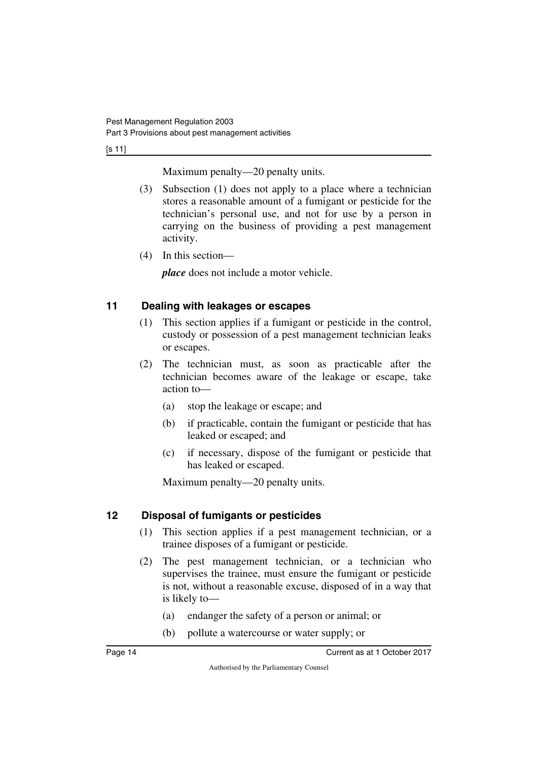Maximum penalty—20 penalty units.

(3) Subsection (1) does not apply to a place where a technician stores a reasonable amount of a fumigant or pesticide for the technician's personal use, and not for use by a person in carrying on the business of providing a pest management activity.

(4) In this section—

***place*** does not include a motor vehicle.

## 11 Dealing with leakages or escapes

(1) This section applies if a fumigant or pesticide in the control, custody or possession of a pest management technician leaks or escapes.

(2) The technician must, as soon as practicable after the technician becomes aware of the leakage or escape, take action to—

(a) stop the leakage or escape; and

(b) if practicable, contain the fumigant or pesticide that has leaked or escaped; and

(c) if necessary, dispose of the fumigant or pesticide that has leaked or escaped.

Maximum penalty—20 penalty units.

## 12 Disposal of fumigants or pesticides

(1) This section applies if a pest management technician, or a trainee disposes of a fumigant or pesticide.

(2) The pest management technician, or a technician who supervises the trainee, must ensure the fumigant or pesticide is not, without a reasonable excuse, disposed of in a way that is likely to—

(a) endanger the safety of a person or animal; or

(b) pollute a watercourse or water supply; or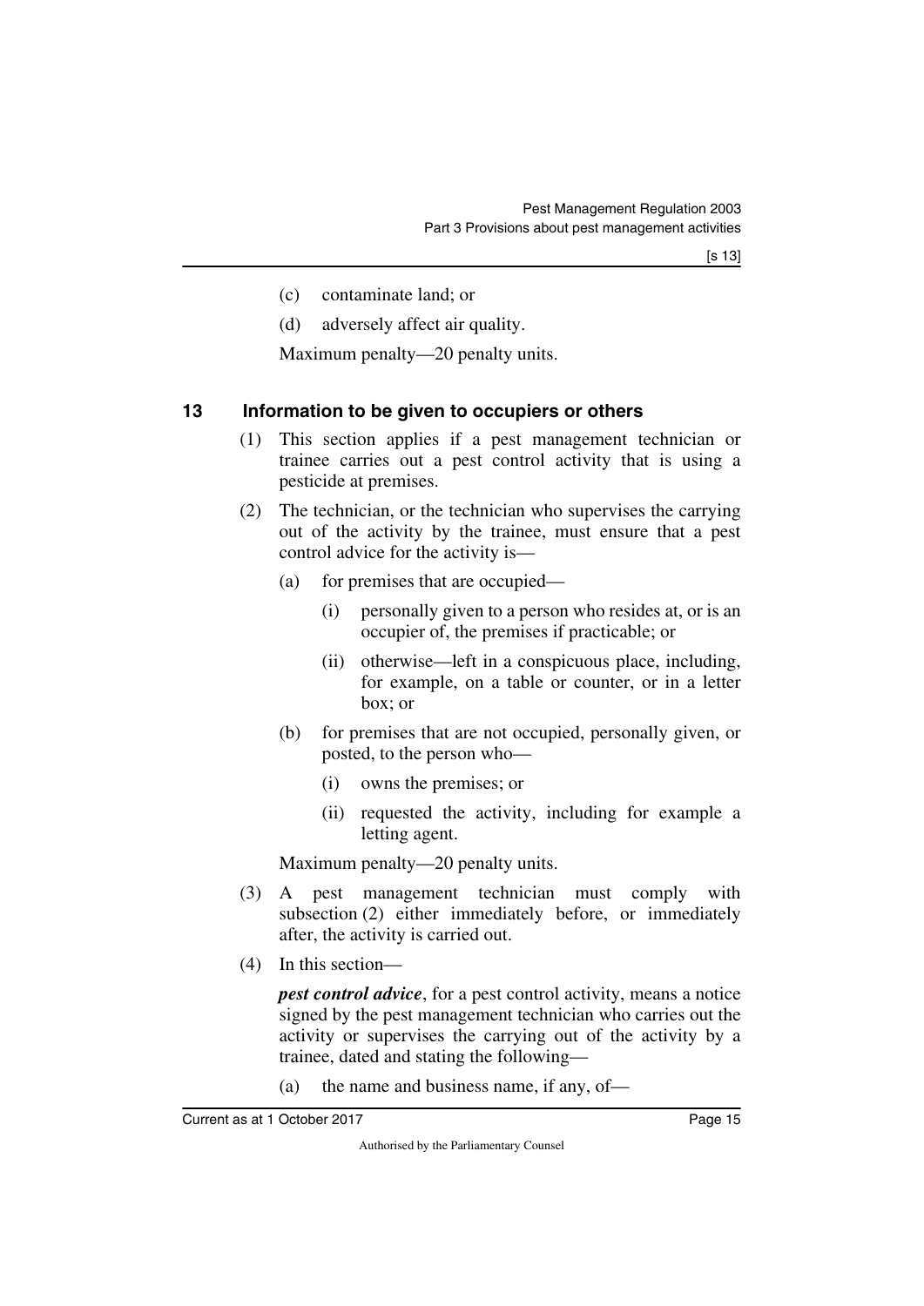(c) contaminate land; or

(d) adversely affect air quality.

Maximum penalty—20 penalty units.

## 13 Information to be given to occupiers or others

(1) This section applies if a pest management technician or trainee carries out a pest control activity that is using a pesticide at premises.

(2) The technician, or the technician who supervises the carrying out of the activity by the trainee, must ensure that a pest control advice for the activity is—

(a) for premises that are occupied—

(i) personally given to a person who resides at, or is an occupier of, the premises if practicable; or

(ii) otherwise—left in a conspicuous place, including, for example, on a table or counter, or in a letter box; or

(b) for premises that are not occupied, personally given, or posted, to the person who—

(i) owns the premises; or

(ii) requested the activity, including for example a letting agent.

Maximum penalty—20 penalty units.

(3) A pest management technician must comply with subsection (2) either immediately before, or immediately after, the activity is carried out.

(4) In this section—

***pest control advice***, for a pest control activity, means a notice signed by the pest management technician who carries out the activity or supervises the carrying out of the activity by a trainee, dated and stating the following—

(a) the name and business name, if any, of—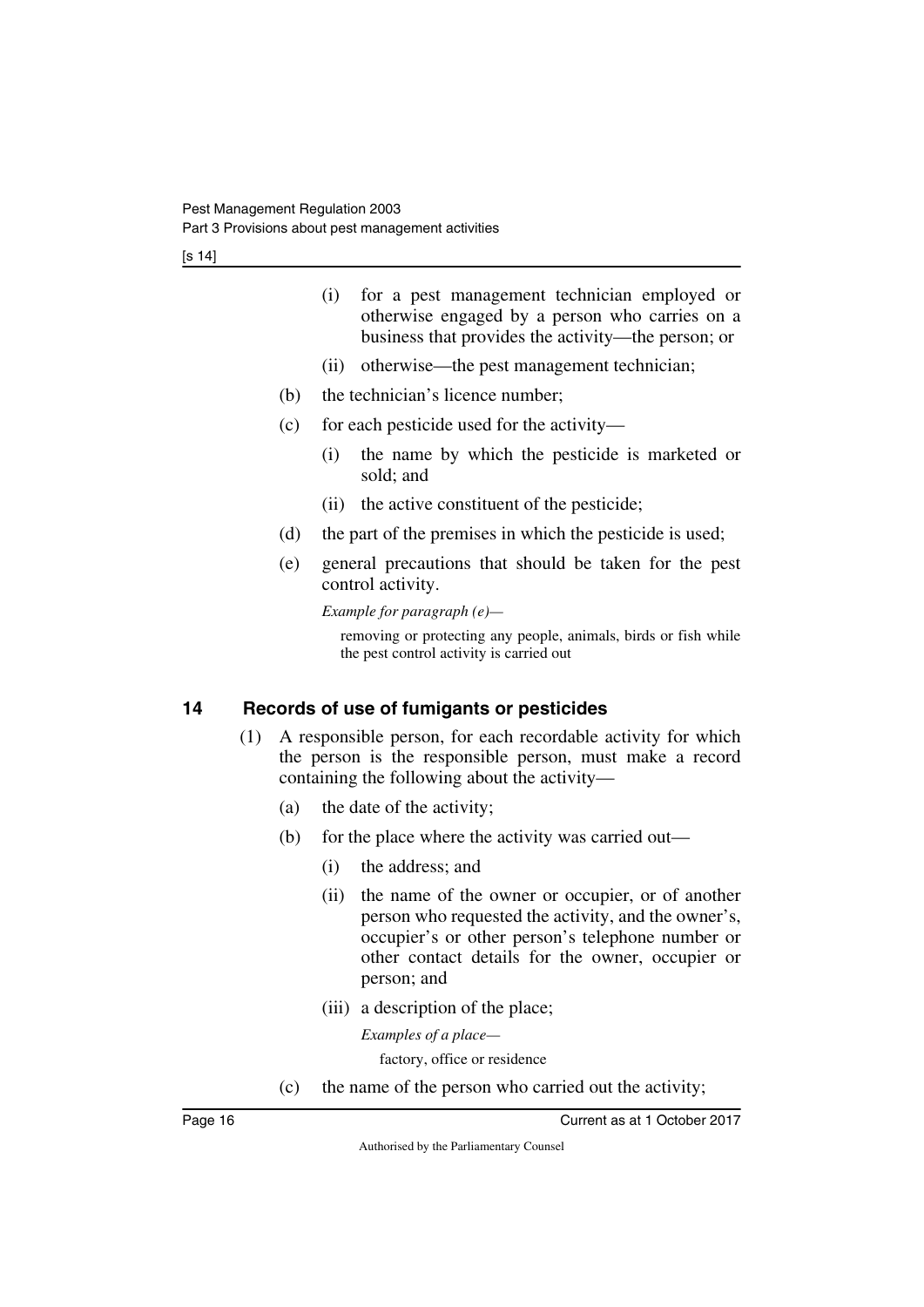(i) for a pest management technician employed or otherwise engaged by a person who carries on a business that provides the activity—the person; or

(ii) otherwise—the pest management technician;

(b) the technician's licence number;

(c) for each pesticide used for the activity—

(i) the name by which the pesticide is marketed or sold; and

(ii) the active constituent of the pesticide;

(d) the part of the premises in which the pesticide is used;

(e) general precautions that should be taken for the pest control activity.

*Example for paragraph (e)—*

removing or protecting any people, animals, birds or fish while the pest control activity is carried out

## 14 Records of use of fumigants or pesticides

(1) A responsible person, for each recordable activity for which the person is the responsible person, must make a record containing the following about the activity—

(a) the date of the activity;

(b) for the place where the activity was carried out—

(i) the address; and

(ii) the name of the owner or occupier, or of another person who requested the activity, and the owner's, occupier's or other person's telephone number or other contact details for the owner, occupier or person; and

(iii) a description of the place;

*Examples of a place—*

factory, office or residence

(c) the name of the person who carried out the activity;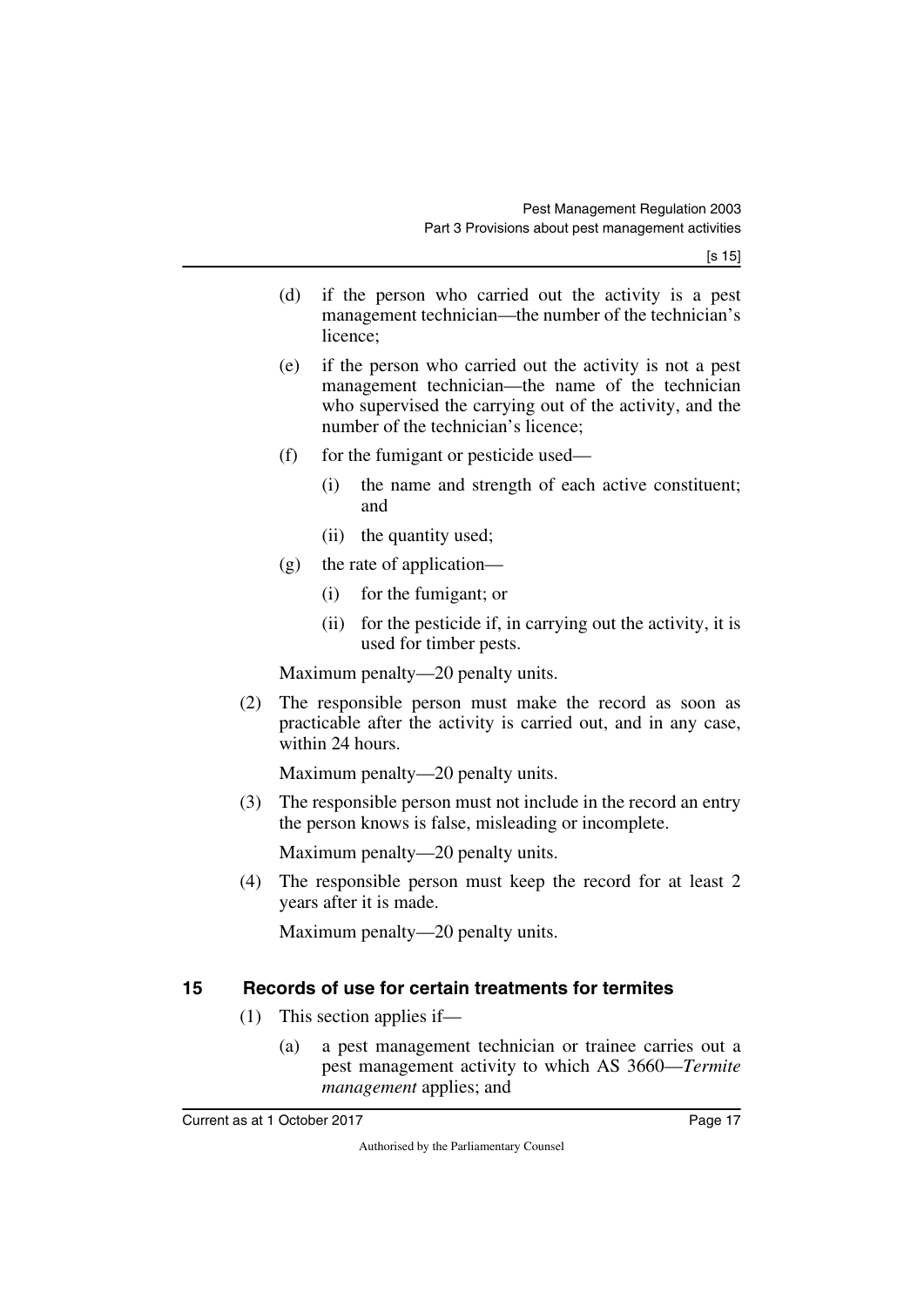(d) if the person who carried out the activity is a pest management technician—the number of the technician's licence;

(e) if the person who carried out the activity is not a pest management technician—the name of the technician who supervised the carrying out of the activity, and the number of the technician's licence;

(f) for the fumigant or pesticide used—

    (i) the name and strength of each active constituent; and

    (ii) the quantity used;

(g) the rate of application—

    (i) for the fumigant; or

    (ii) for the pesticide if, in carrying out the activity, it is used for timber pests.

Maximum penalty—20 penalty units.

(2) The responsible person must make the record as soon as practicable after the activity is carried out, and in any case, within 24 hours.

Maximum penalty—20 penalty units.

(3) The responsible person must not include in the record an entry the person knows is false, misleading or incomplete.

Maximum penalty—20 penalty units.

(4) The responsible person must keep the record for at least 2 years after it is made.

Maximum penalty—20 penalty units.

## 15 Records of use for certain treatments for termites

(1) This section applies if—

(a) a pest management technician or trainee carries out a pest management activity to which AS 3660—*Termite management* applies; and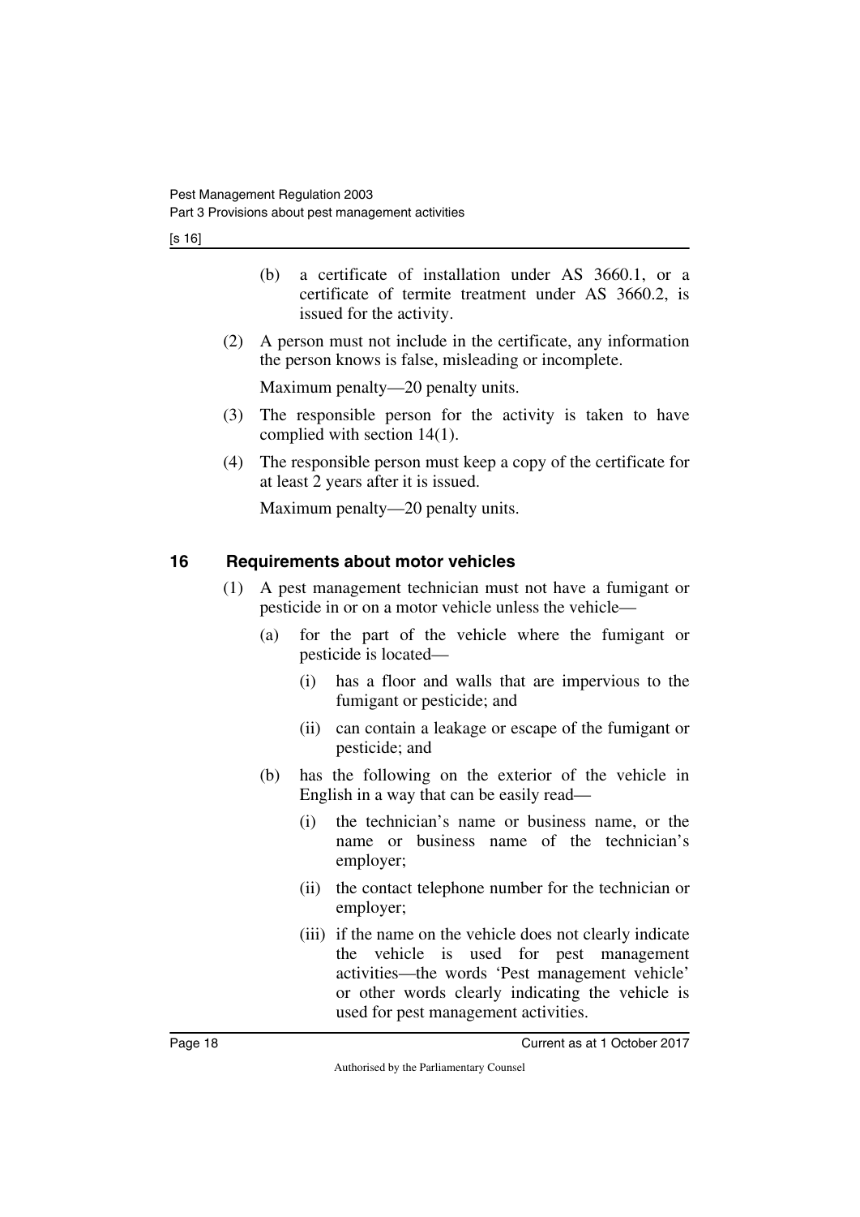(b) a certificate of installation under AS 3660.1, or a certificate of termite treatment under AS 3660.2, is issued for the activity.

(2) A person must not include in the certificate, any information the person knows is false, misleading or incomplete.

Maximum penalty—20 penalty units.

(3) The responsible person for the activity is taken to have complied with section 14(1).

(4) The responsible person must keep a copy of the certificate for at least 2 years after it is issued.

Maximum penalty—20 penalty units.

## 16 Requirements about motor vehicles

(1) A pest management technician must not have a fumigant or pesticide in or on a motor vehicle unless the vehicle—

(a) for the part of the vehicle where the fumigant or pesticide is located—

(i) has a floor and walls that are impervious to the fumigant or pesticide; and

(ii) can contain a leakage or escape of the fumigant or pesticide; and

(b) has the following on the exterior of the vehicle in English in a way that can be easily read—

(i) the technician's name or business name, or the name or business name of the technician's employer;

(ii) the contact telephone number for the technician or employer;

(iii) if the name on the vehicle does not clearly indicate the vehicle is used for pest management activities—the words 'Pest management vehicle' or other words clearly indicating the vehicle is used for pest management activities.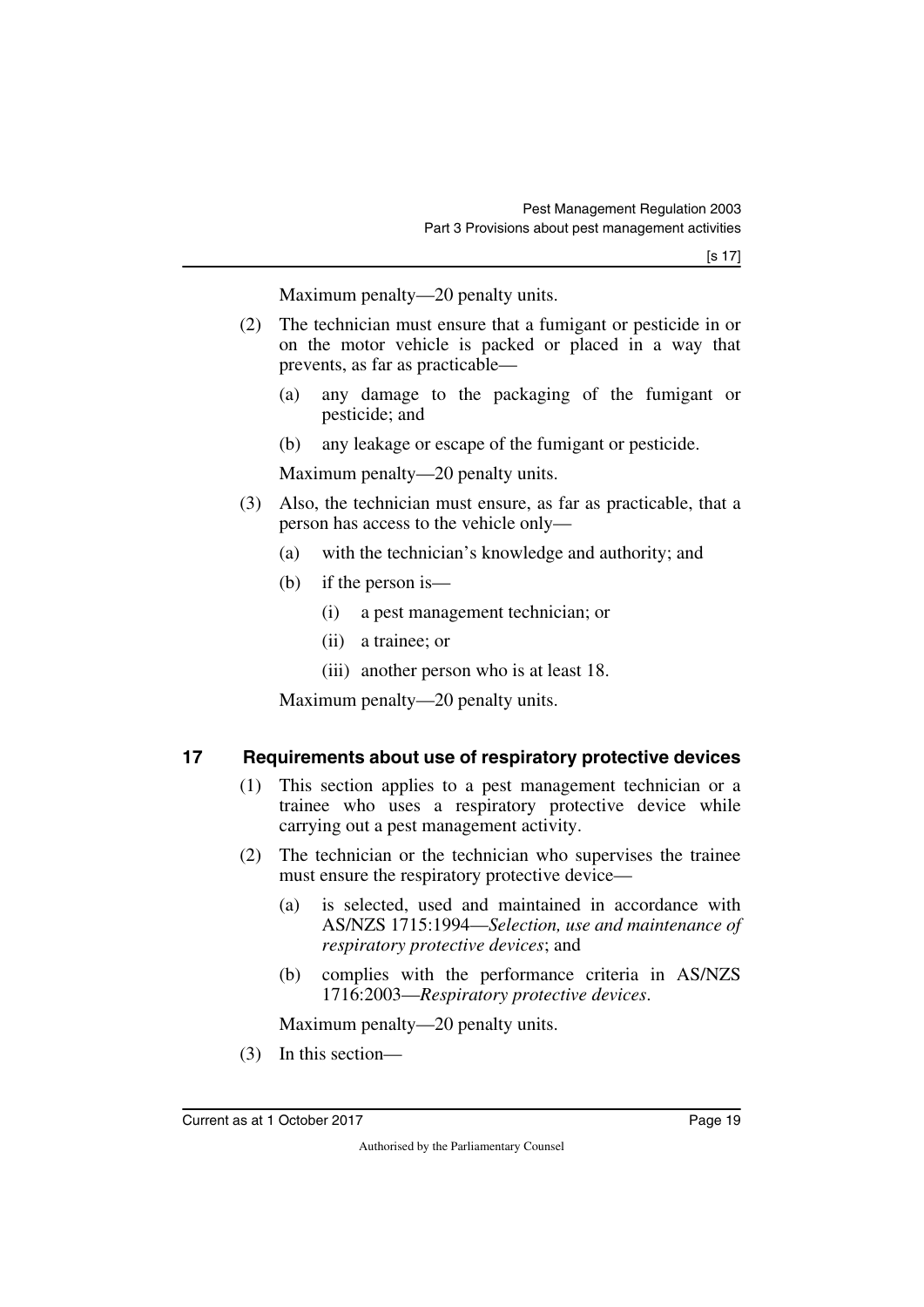Maximum penalty—20 penalty units.

(2) The technician must ensure that a fumigant or pesticide in or on the motor vehicle is packed or placed in a way that prevents, as far as practicable—

(a) any damage to the packaging of the fumigant or pesticide; and

(b) any leakage or escape of the fumigant or pesticide.

Maximum penalty—20 penalty units.

(3) Also, the technician must ensure, as far as practicable, that a person has access to the vehicle only—

(a) with the technician's knowledge and authority; and

(b) if the person is—

(i) a pest management technician; or

(ii) a trainee; or

(iii) another person who is at least 18.

Maximum penalty—20 penalty units.

## 17 Requirements about use of respiratory protective devices

(1) This section applies to a pest management technician or a trainee who uses a respiratory protective device while carrying out a pest management activity.

(2) The technician or the technician who supervises the trainee must ensure the respiratory protective device—

(a) is selected, used and maintained in accordance with AS/NZS 1715:1994—*Selection, use and maintenance of respiratory protective devices*; and

(b) complies with the performance criteria in AS/NZS 1716:2003—*Respiratory protective devices*.

Maximum penalty—20 penalty units.

(3) In this section—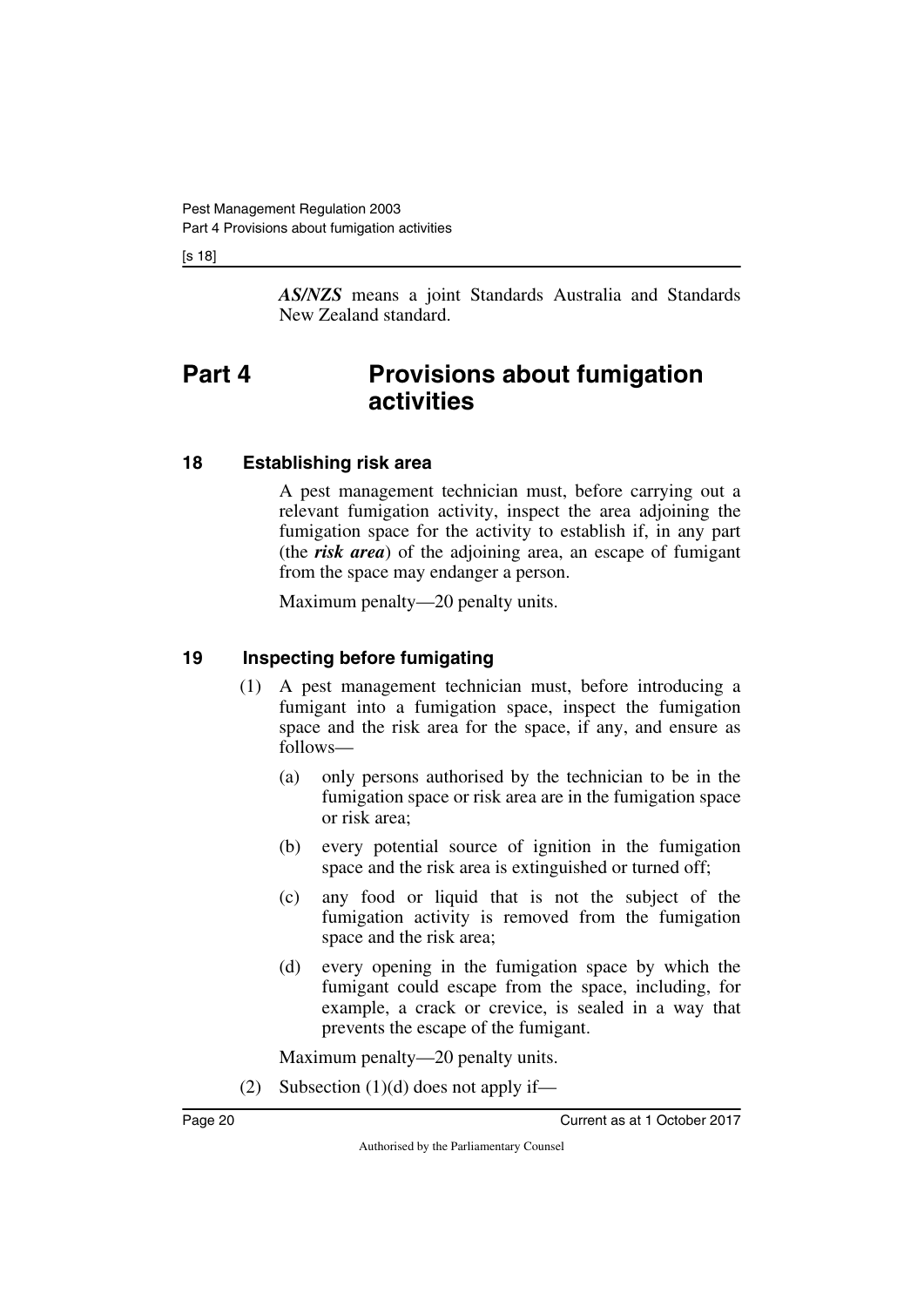***AS/NZS*** means a joint Standards Australia and Standards New Zealand standard.

# Part 4 Provisions about fumigation activities

## 18 Establishing risk area

A pest management technician must, before carrying out a relevant fumigation activity, inspect the area adjoining the fumigation space for the activity to establish if, in any part (the ***risk area***) of the adjoining area, an escape of fumigant from the space may endanger a person.

Maximum penalty—20 penalty units.

## 19 Inspecting before fumigating

(1) A pest management technician must, before introducing a fumigant into a fumigation space, inspect the fumigation space and the risk area for the space, if any, and ensure as follows—

(a) only persons authorised by the technician to be in the fumigation space or risk area are in the fumigation space or risk area;

(b) every potential source of ignition in the fumigation space and the risk area is extinguished or turned off;

(c) any food or liquid that is not the subject of the fumigation activity is removed from the fumigation space and the risk area;

(d) every opening in the fumigation space by which the fumigant could escape from the space, including, for example, a crack or crevice, is sealed in a way that prevents the escape of the fumigant.

Maximum penalty—20 penalty units.

(2) Subsection (1)(d) does not apply if—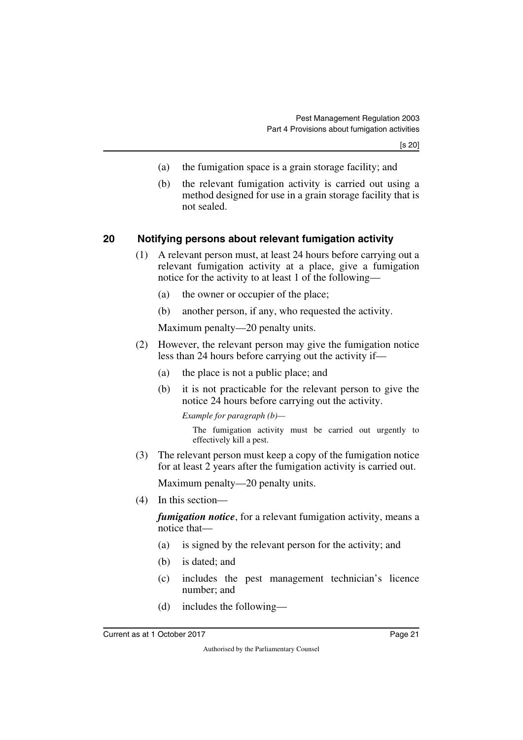(a) the fumigation space is a grain storage facility; and

(b) the relevant fumigation activity is carried out using a method designed for use in a grain storage facility that is not sealed.

## 20 Notifying persons about relevant fumigation activity

(1) A relevant person must, at least 24 hours before carrying out a relevant fumigation activity at a place, give a fumigation notice for the activity to at least 1 of the following—

(a) the owner or occupier of the place;

(b) another person, if any, who requested the activity.

Maximum penalty—20 penalty units.

(2) However, the relevant person may give the fumigation notice less than 24 hours before carrying out the activity if—

(a) the place is not a public place; and

(b) it is not practicable for the relevant person to give the notice 24 hours before carrying out the activity.

*Example for paragraph (b)—*

The fumigation activity must be carried out urgently to effectively kill a pest.

(3) The relevant person must keep a copy of the fumigation notice for at least 2 years after the fumigation activity is carried out.

Maximum penalty—20 penalty units.

(4) In this section—

***fumigation notice***, for a relevant fumigation activity, means a notice that—

(a) is signed by the relevant person for the activity; and

(b) is dated; and

(c) includes the pest management technician's licence number; and

(d) includes the following—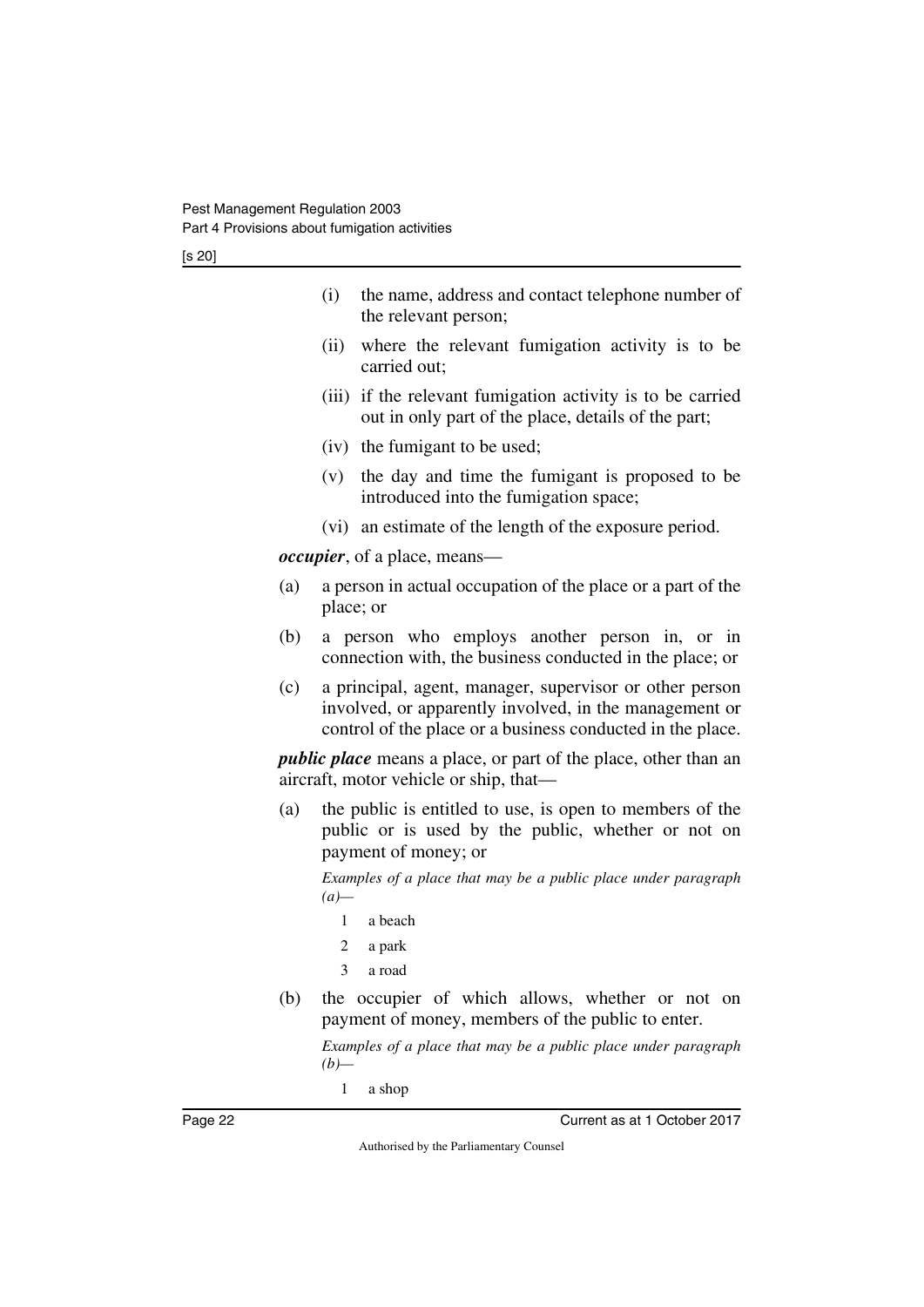(i) the name, address and contact telephone number of the relevant person;

(ii) where the relevant fumigation activity is to be carried out;

(iii) if the relevant fumigation activity is to be carried out in only part of the place, details of the part;

(iv) the fumigant to be used;

(v) the day and time the fumigant is proposed to be introduced into the fumigation space;

(vi) an estimate of the length of the exposure period.

***occupier***, of a place, means—

(a) a person in actual occupation of the place or a part of the place; or

(b) a person who employs another person in, or in connection with, the business conducted in the place; or

(c) a principal, agent, manager, supervisor or other person involved, or apparently involved, in the management or control of the place or a business conducted in the place.

***public place*** means a place, or part of the place, other than an aircraft, motor vehicle or ship, that—

(a) the public is entitled to use, is open to members of the public or is used by the public, whether or not on payment of money; or

*Examples of a place that may be a public place under paragraph (a)—*

1 a beach

2 a park

3 a road

(b) the occupier of which allows, whether or not on payment of money, members of the public to enter.

*Examples of a place that may be a public place under paragraph (b)—*

1 a shop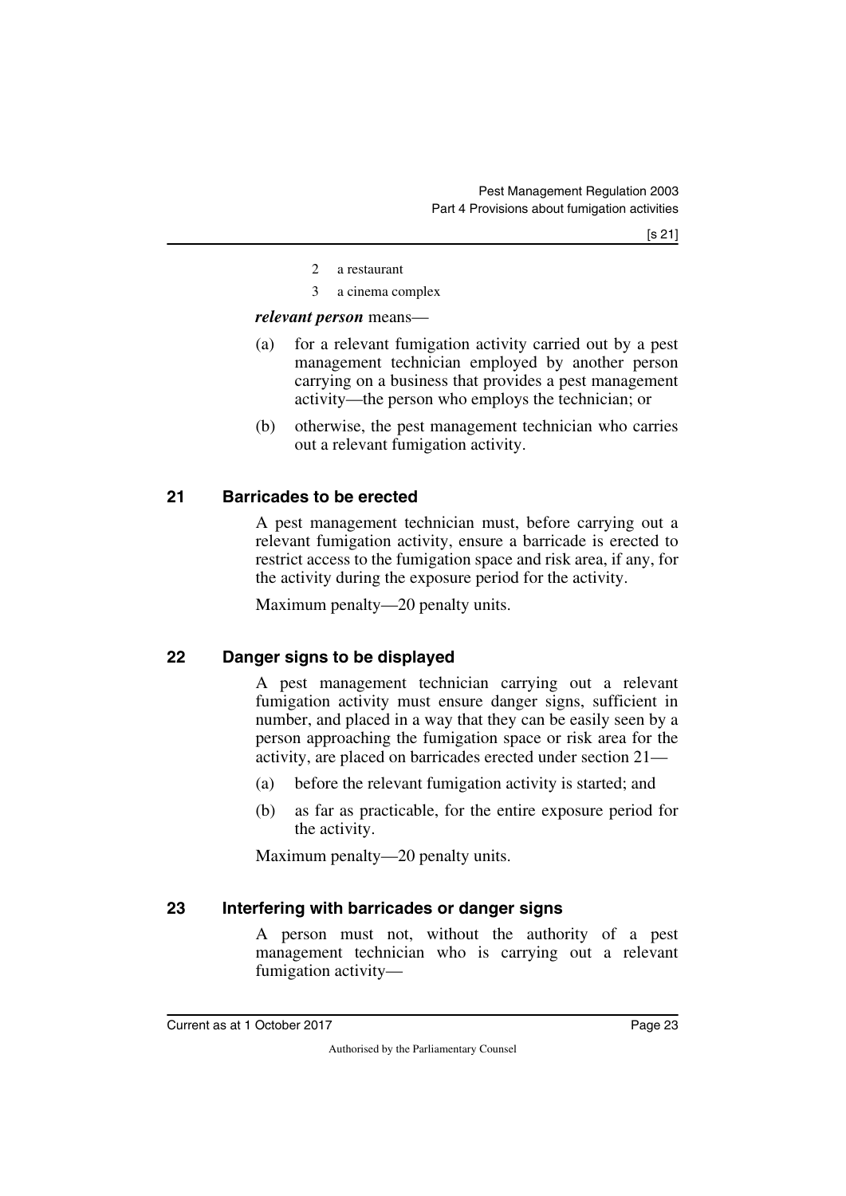2 a restaurant

3 a cinema complex

***relevant person*** means—

(a) for a relevant fumigation activity carried out by a pest management technician employed by another person carrying on a business that provides a pest management activity—the person who employs the technician; or

(b) otherwise, the pest management technician who carries out a relevant fumigation activity.

## 21 Barricades to be erected

A pest management technician must, before carrying out a relevant fumigation activity, ensure a barricade is erected to restrict access to the fumigation space and risk area, if any, for the activity during the exposure period for the activity.

Maximum penalty—20 penalty units.

## 22 Danger signs to be displayed

A pest management technician carrying out a relevant fumigation activity must ensure danger signs, sufficient in number, and placed in a way that they can be easily seen by a person approaching the fumigation space or risk area for the activity, are placed on barricades erected under section 21—

(a) before the relevant fumigation activity is started; and

(b) as far as practicable, for the entire exposure period for the activity.

Maximum penalty—20 penalty units.

## 23 Interfering with barricades or danger signs

A person must not, without the authority of a pest management technician who is carrying out a relevant fumigation activity—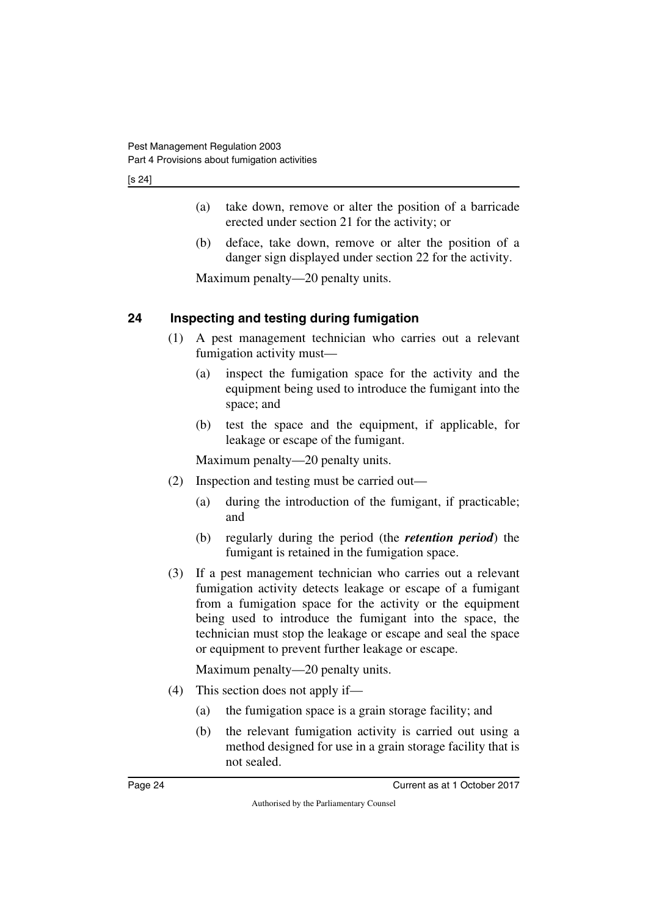(a) take down, remove or alter the position of a barricade erected under section 21 for the activity; or

(b) deface, take down, remove or alter the position of a danger sign displayed under section 22 for the activity.

Maximum penalty—20 penalty units.

## 24 Inspecting and testing during fumigation

(1) A pest management technician who carries out a relevant fumigation activity must—

(a) inspect the fumigation space for the activity and the equipment being used to introduce the fumigant into the space; and

(b) test the space and the equipment, if applicable, for leakage or escape of the fumigant.

Maximum penalty—20 penalty units.

(2) Inspection and testing must be carried out—

(a) during the introduction of the fumigant, if practicable; and

(b) regularly during the period (the ***retention period***) the fumigant is retained in the fumigation space.

(3) If a pest management technician who carries out a relevant fumigation activity detects leakage or escape of a fumigant from a fumigation space for the activity or the equipment being used to introduce the fumigant into the space, the technician must stop the leakage or escape and seal the space or equipment to prevent further leakage or escape.

Maximum penalty—20 penalty units.

(4) This section does not apply if—

(a) the fumigation space is a grain storage facility; and

(b) the relevant fumigation activity is carried out using a method designed for use in a grain storage facility that is not sealed.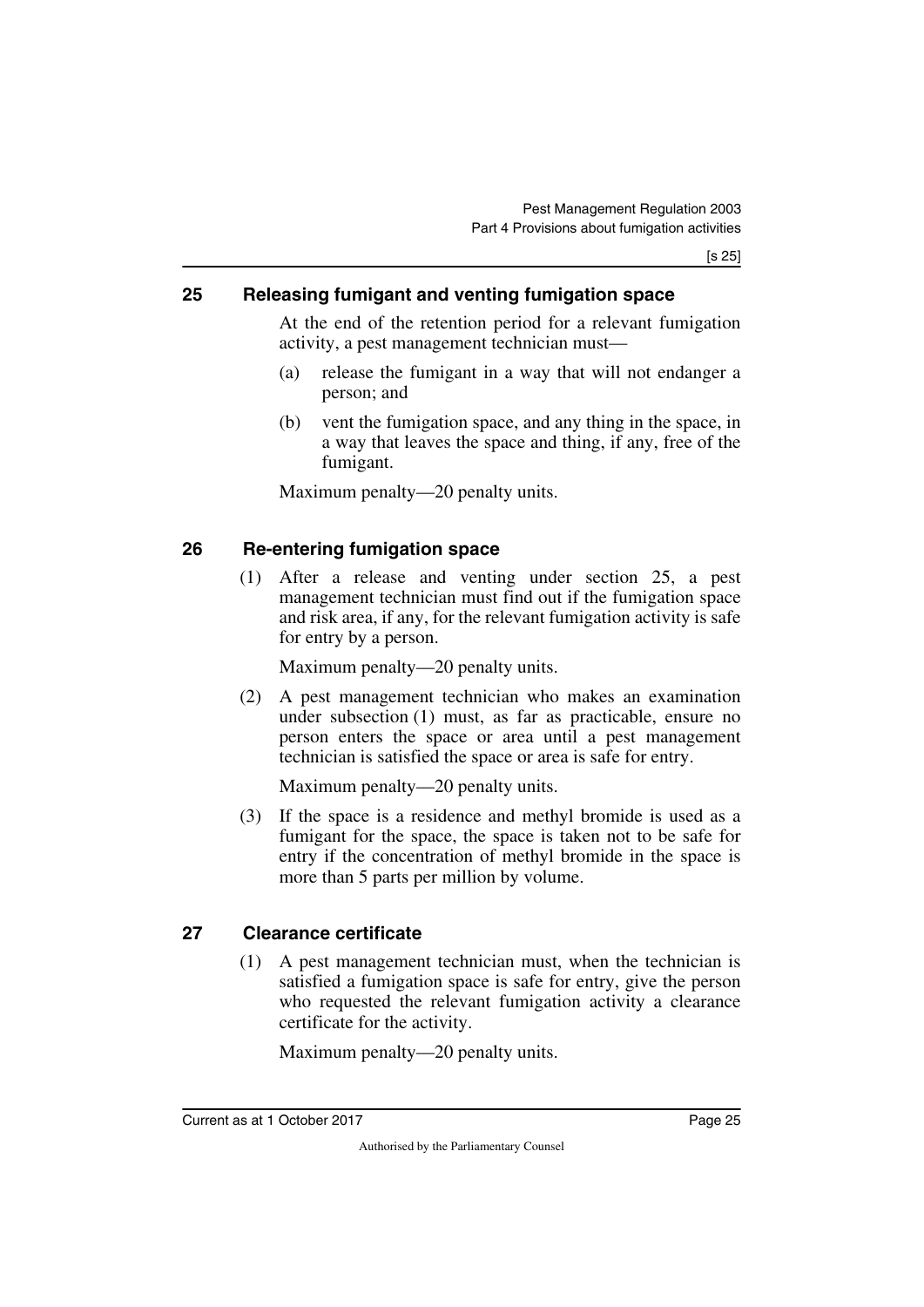## 25 Releasing fumigant and venting fumigation space

At the end of the retention period for a relevant fumigation activity, a pest management technician must—

(a) release the fumigant in a way that will not endanger a person; and

(b) vent the fumigation space, and any thing in the space, in a way that leaves the space and thing, if any, free of the fumigant.

Maximum penalty—20 penalty units.

## 26 Re-entering fumigation space

(1) After a release and venting under section 25, a pest management technician must find out if the fumigation space and risk area, if any, for the relevant fumigation activity is safe for entry by a person.

Maximum penalty—20 penalty units.

(2) A pest management technician who makes an examination under subsection (1) must, as far as practicable, ensure no person enters the space or area until a pest management technician is satisfied the space or area is safe for entry.

Maximum penalty—20 penalty units.

(3) If the space is a residence and methyl bromide is used as a fumigant for the space, the space is taken not to be safe for entry if the concentration of methyl bromide in the space is more than 5 parts per million by volume.

## 27 Clearance certificate

(1) A pest management technician must, when the technician is satisfied a fumigation space is safe for entry, give the person who requested the relevant fumigation activity a clearance certificate for the activity.

Maximum penalty—20 penalty units.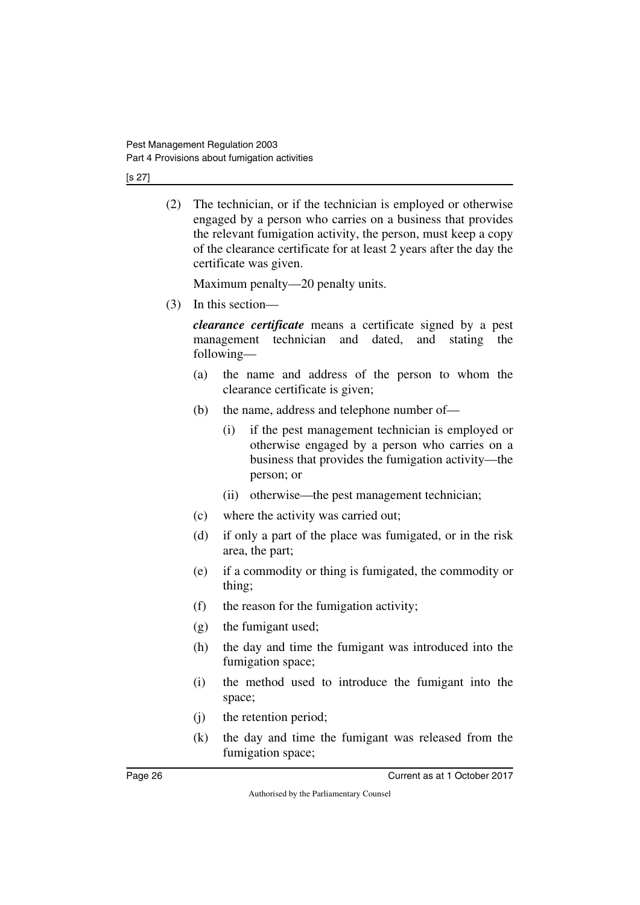(2) The technician, or if the technician is employed or otherwise engaged by a person who carries on a business that provides the relevant fumigation activity, the person, must keep a copy of the clearance certificate for at least 2 years after the day the certificate was given.

Maximum penalty—20 penalty units.

(3) In this section—

***clearance certificate*** means a certificate signed by a pest management technician and dated, and stating the following—

(a) the name and address of the person to whom the clearance certificate is given;

(b) the name, address and telephone number of—

(i) if the pest management technician is employed or otherwise engaged by a person who carries on a business that provides the fumigation activity—the person; or

(ii) otherwise—the pest management technician;

(c) where the activity was carried out;

(d) if only a part of the place was fumigated, or in the risk area, the part;

(e) if a commodity or thing is fumigated, the commodity or thing;

(f) the reason for the fumigation activity;

(g) the fumigant used;

(h) the day and time the fumigant was introduced into the fumigation space;

(i) the method used to introduce the fumigant into the space;

(j) the retention period;

(k) the day and time the fumigant was released from the fumigation space;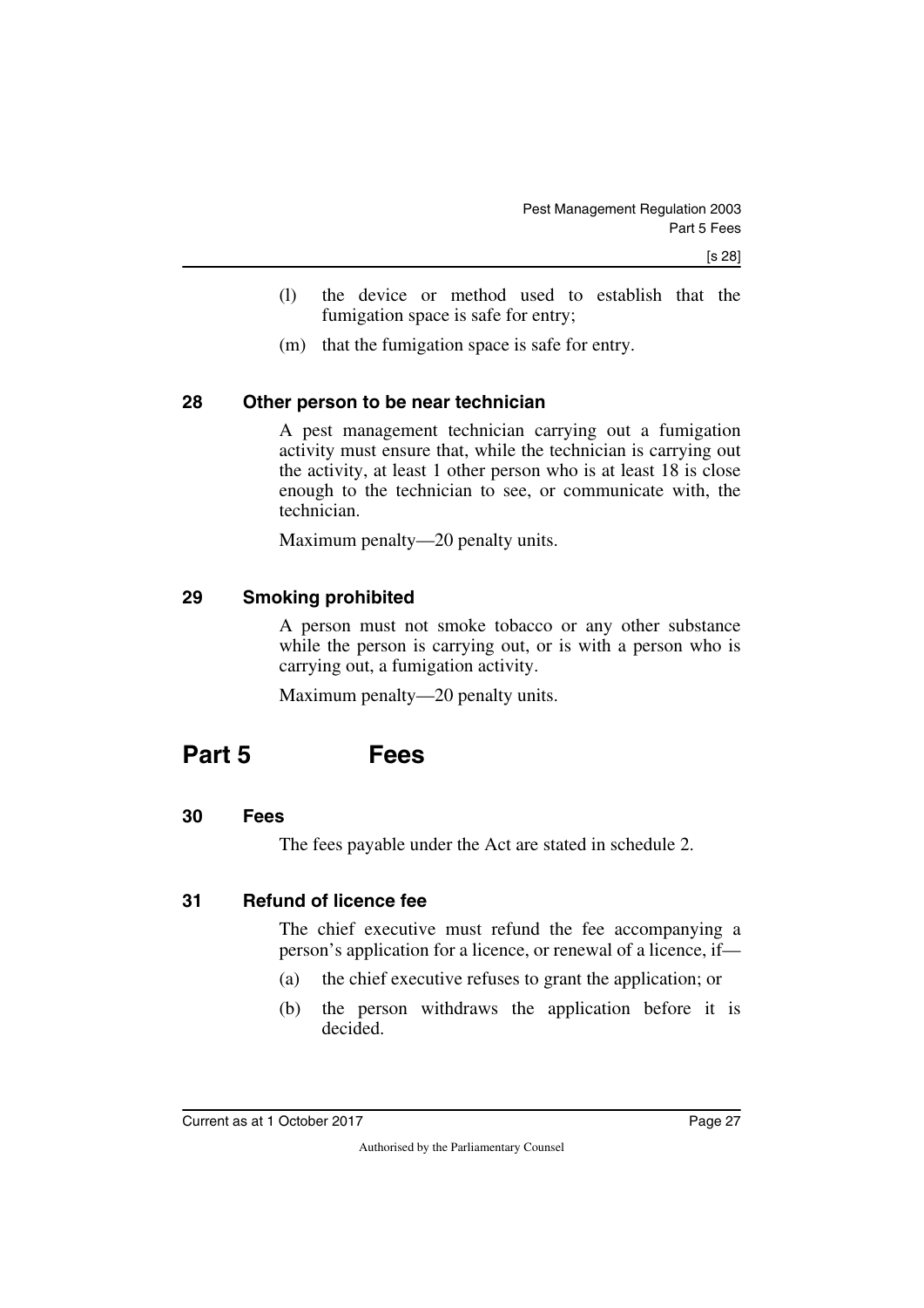(l) the device or method used to establish that the fumigation space is safe for entry;

(m) that the fumigation space is safe for entry.

### 28 Other person to be near technician

A pest management technician carrying out a fumigation activity must ensure that, while the technician is carrying out the activity, at least 1 other person who is at least 18 is close enough to the technician to see, or communicate with, the technician.

Maximum penalty—20 penalty units.

### 29 Smoking prohibited

A person must not smoke tobacco or any other substance while the person is carrying out, or is with a person who is carrying out, a fumigation activity.

Maximum penalty—20 penalty units.

## Part 5 Fees

### 30 Fees

The fees payable under the Act are stated in schedule 2.

### 31 Refund of licence fee

The chief executive must refund the fee accompanying a person's application for a licence, or renewal of a licence, if—

(a) the chief executive refuses to grant the application; or

(b) the person withdraws the application before it is decided.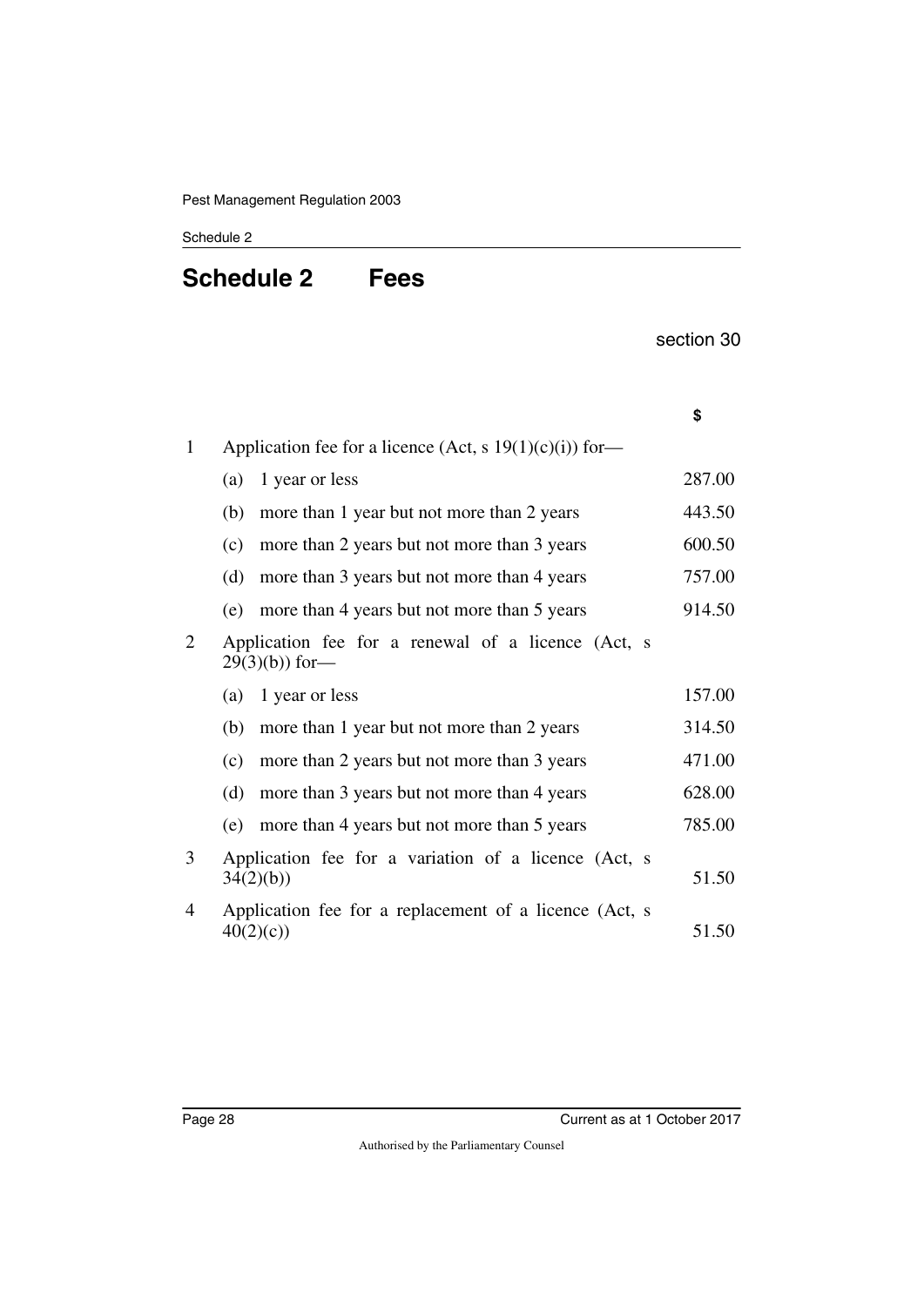# Schedule 2 Fees

section 30

| | | $ |
|---|---|---|
| 1 | Application fee for a licence (Act, s 19(1)(c)(i)) for— | |
| | (a) 1 year or less | 287.00 |
| | (b) more than 1 year but not more than 2 years | 443.50 |
| | (c) more than 2 years but not more than 3 years | 600.50 |
| | (d) more than 3 years but not more than 4 years | 757.00 |
| | (e) more than 4 years but not more than 5 years | 914.50 |
| 2 | Application fee for a renewal of a licence (Act, s 29(3)(b)) for— | |
| | (a) 1 year or less | 157.00 |
| | (b) more than 1 year but not more than 2 years | 314.50 |
| | (c) more than 2 years but not more than 3 years | 471.00 |
| | (d) more than 3 years but not more than 4 years | 628.00 |
| | (e) more than 4 years but not more than 5 years | 785.00 |
| 3 | Application fee for a variation of a licence (Act, s 34(2)(b)) | 51.50 |
| 4 | Application fee for a replacement of a licence (Act, s 40(2)(c)) | 51.50 |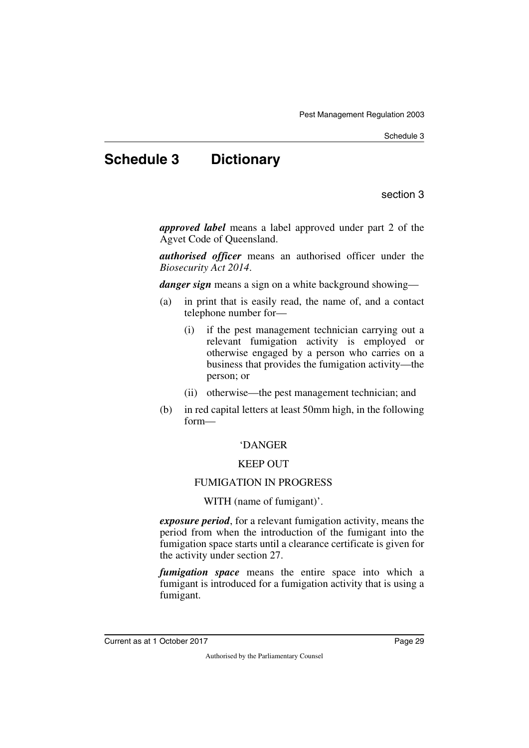# Schedule 3 Dictionary

section 3

***approved label*** means a label approved under part 2 of the Agvet Code of Queensland.

***authorised officer*** means an authorised officer under the *Biosecurity Act 2014*.

***danger sign*** means a sign on a white background showing—

(a) in print that is easily read, the name of, and a contact telephone number for—

  (i) if the pest management technician carrying out a relevant fumigation activity is employed or otherwise engaged by a person who carries on a business that provides the fumigation activity—the person; or

  (ii) otherwise—the pest management technician; and

(b) in red capital letters at least 50mm high, in the following form—

'DANGER

KEEP OUT

FUMIGATION IN PROGRESS

WITH (name of fumigant)'.

***exposure period***, for a relevant fumigation activity, means the period from when the introduction of the fumigant into the fumigation space starts until a clearance certificate is given for the activity under section 27.

***fumigation space*** means the entire space into which a fumigant is introduced for a fumigation activity that is using a fumigant.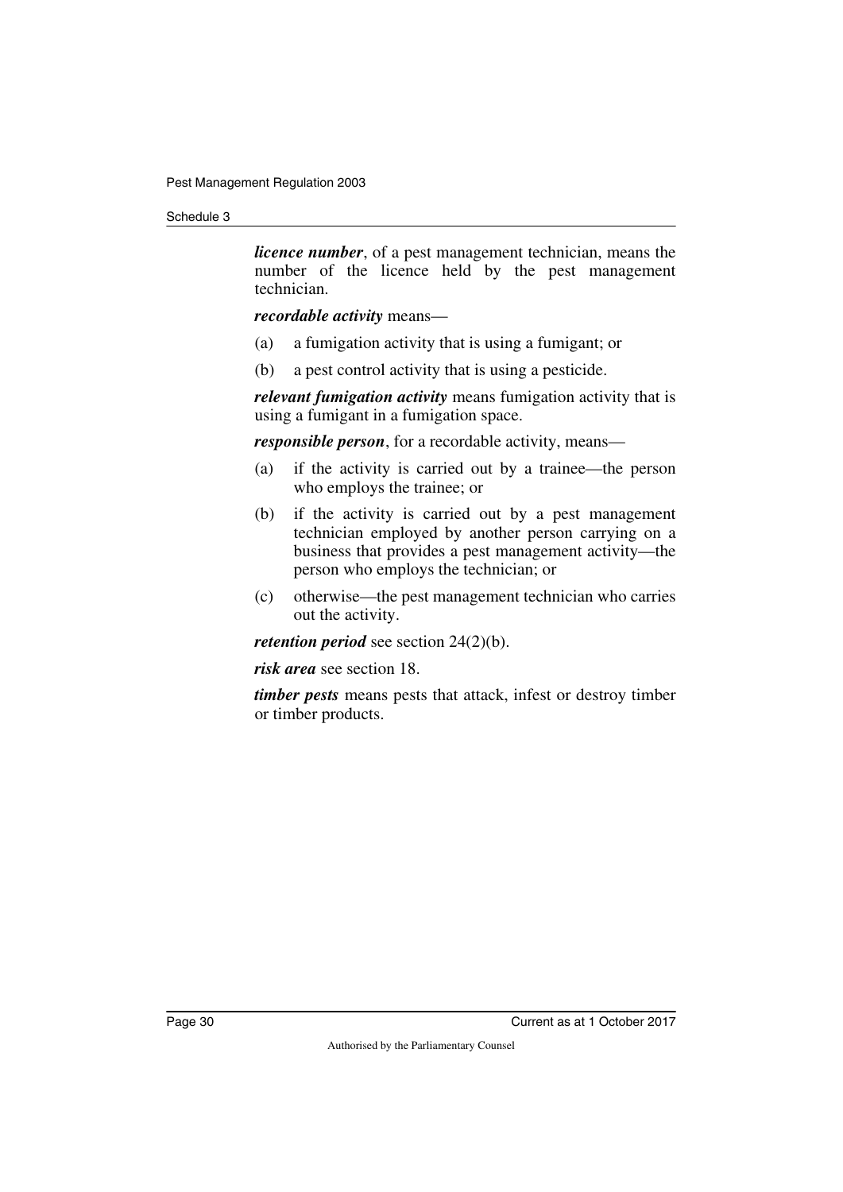***licence number***, of a pest management technician, means the number of the licence held by the pest management technician.

***recordable activity*** means—

(a) a fumigation activity that is using a fumigant; or

(b) a pest control activity that is using a pesticide.

***relevant fumigation activity*** means fumigation activity that is using a fumigant in a fumigation space.

***responsible person***, for a recordable activity, means—

(a) if the activity is carried out by a trainee—the person who employs the trainee; or

(b) if the activity is carried out by a pest management technician employed by another person carrying on a business that provides a pest management activity—the person who employs the technician; or

(c) otherwise—the pest management technician who carries out the activity.

***retention period*** see section 24(2)(b).

***risk area*** see section 18.

***timber pests*** means pests that attack, infest or destroy timber or timber products.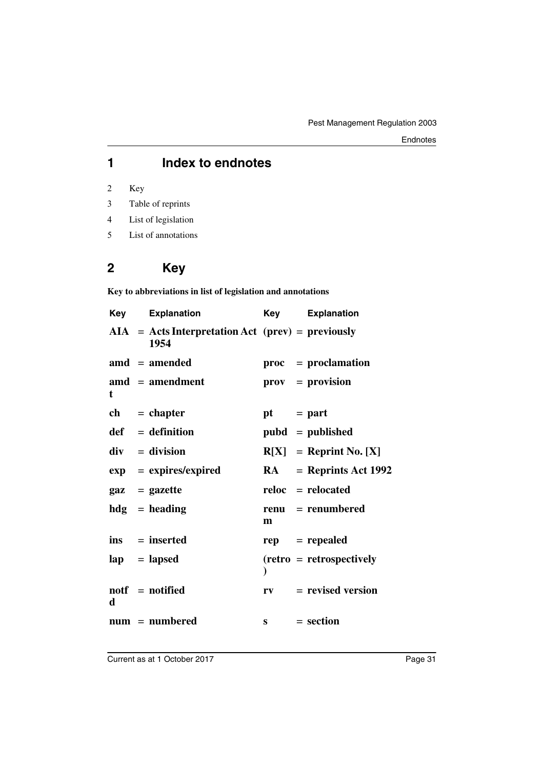## 1 Index to endnotes

2 Key

3 Table of reprints

4 List of legislation

5 List of annotations

## 2 Key

**Key to abbreviations in list of legislation and annotations**

| Key | | Explanation | Key | | Explanation |
|---|---|---|---|---|---|
| **AIA** | = | **Acts Interpretation Act 1954** | **(prev)** | = | **previously** |
| **amd** | = | **amended** | **proc** | = | **proclamation** |
| **amdt** | = | **amendment** | **prov** | = | **provision** |
| **ch** | = | **chapter** | **pt** | = | **part** |
| **def** | = | **definition** | **pubd** | = | **published** |
| **div** | = | **division** | **R[X]** | = | **Reprint No. [X]** |
| **exp** | = | **expires/expired** | **RA** | = | **Reprints Act 1992** |
| **gaz** | = | **gazette** | **reloc** | = | **relocated** |
| **hdg** | = | **heading** | **renum** | = | **renumbered** |
| **ins** | = | **inserted** | **rep** | = | **repealed** |
| **lap** | = | **lapsed** | **(retro)** | = | **retrospectively** |
| **notfd** | = | **notified** | **rv** | = | **revised version** |
| **num** | = | **numbered** | **s** | = | **section** |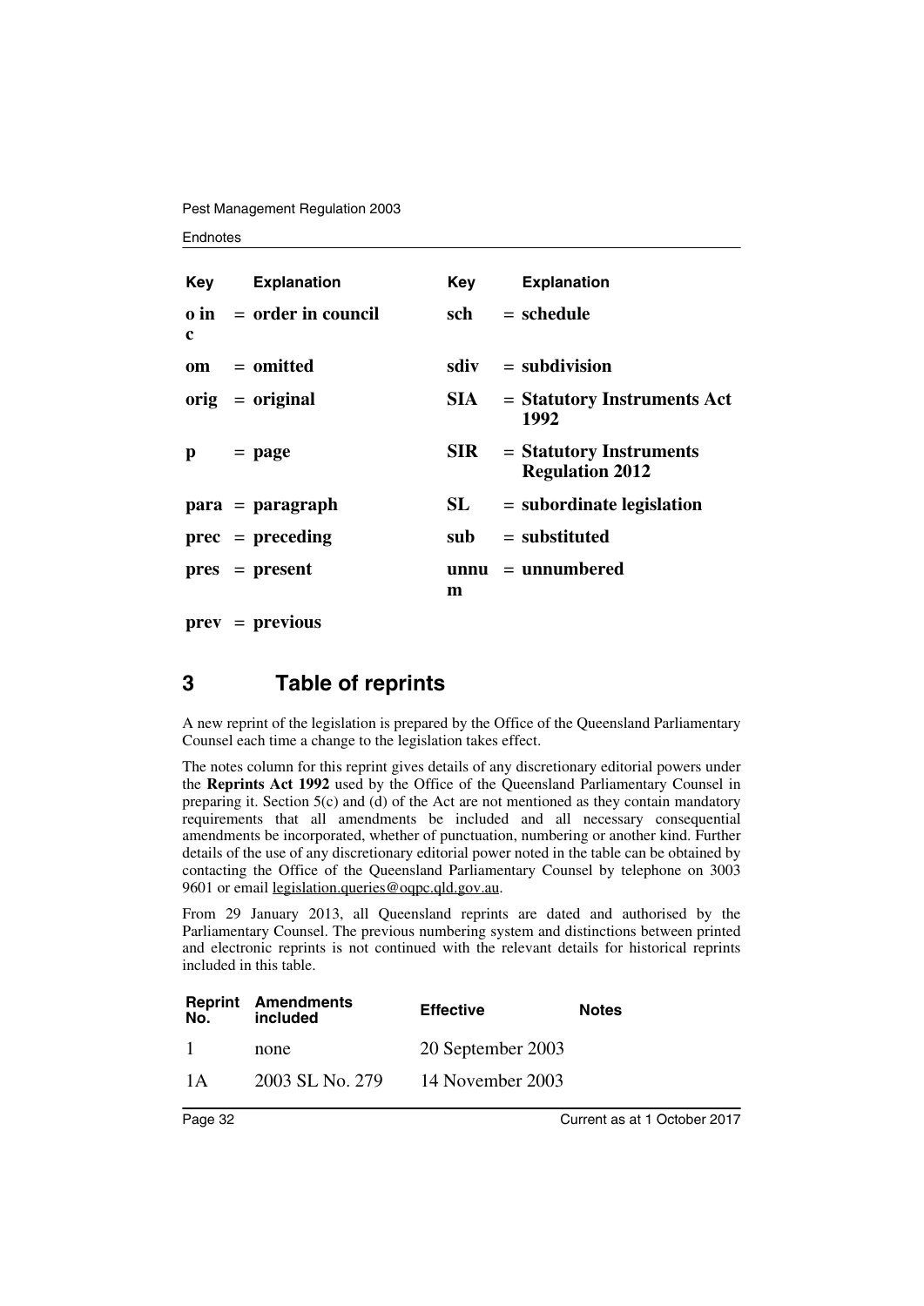| Key | Explanation | Key | Explanation |
|---|---|---|---|
| **o in c** | **= order in council** | **sch** | **= schedule** |
| **om** | **= omitted** | **sdiv** | **= subdivision** |
| **orig** | **= original** | **SIA** | **= Statutory Instruments Act 1992** |
| **p** | **= page** | **SIR** | **= Statutory Instruments Regulation 2012** |
| **para** | **= paragraph** | **SL** | **= subordinate legislation** |
| **prec** | **= preceding** | **sub** | **= substituted** |
| **pres** | **= present** | **unnum** | **= unnumbered** |
| **prev** | **= previous** | | |

## 3 Table of reprints

A new reprint of the legislation is prepared by the Office of the Queensland Parliamentary Counsel each time a change to the legislation takes effect.

The notes column for this reprint gives details of any discretionary editorial powers under the **Reprints Act 1992** used by the Office of the Queensland Parliamentary Counsel in preparing it. Section 5(c) and (d) of the Act are not mentioned as they contain mandatory requirements that all amendments be included and all necessary consequential amendments be incorporated, whether of punctuation, numbering or another kind. Further details of the use of any discretionary editorial power noted in the table can be obtained by contacting the Office of the Queensland Parliamentary Counsel by telephone on 3003 9601 or email legislation.queries@oqpc.qld.gov.au.

From 29 January 2013, all Queensland reprints are dated and authorised by the Parliamentary Counsel. The previous numbering system and distinctions between printed and electronic reprints is not continued with the relevant details for historical reprints included in this table.

| Reprint No. | Amendments included | Effective | Notes |
|---|---|---|---|
| 1 | none | 20 September 2003 | |
| 1A | 2003 SL No. 279 | 14 November 2003 | |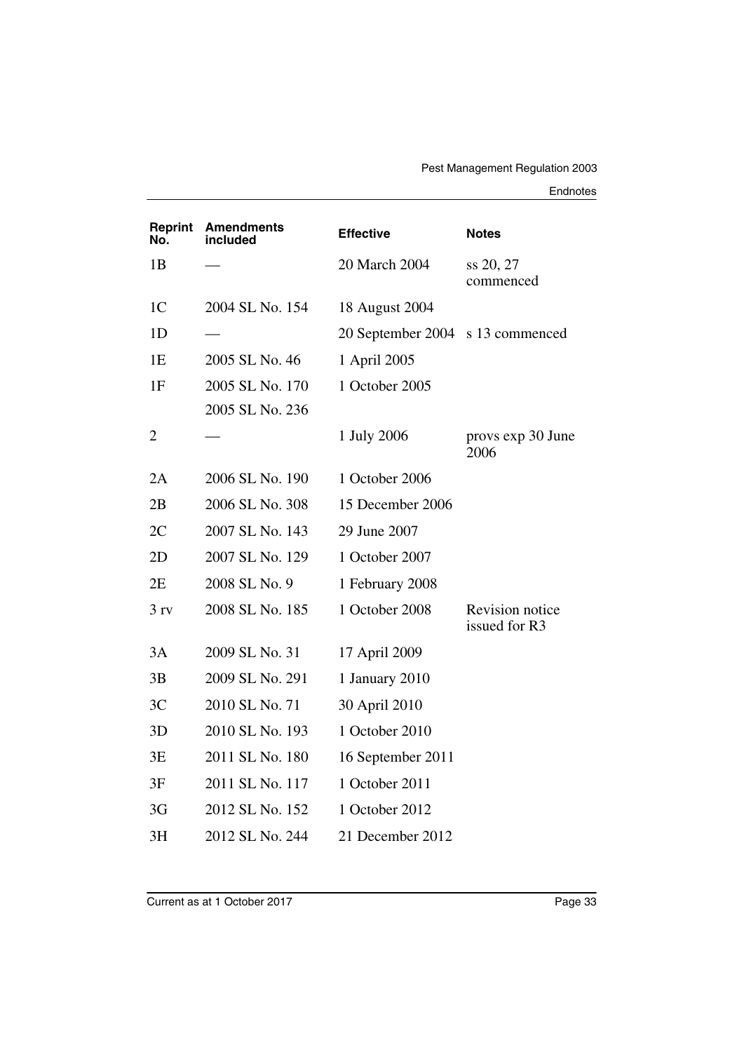| Reprint No. | Amendments included | Effective | Notes |
|---|---|---|---|
| 1B | — | 20 March 2004 | ss 20, 27 commenced |
| 1C | 2004 SL No. 154 | 18 August 2004 | |
| 1D | — | 20 September 2004 | s 13 commenced |
| 1E | 2005 SL No. 46 | 1 April 2005 | |
| 1F | 2005 SL No. 170<br>2005 SL No. 236 | 1 October 2005 | |
| 2 | — | 1 July 2006 | provs exp 30 June 2006 |
| 2A | 2006 SL No. 190 | 1 October 2006 | |
| 2B | 2006 SL No. 308 | 15 December 2006 | |
| 2C | 2007 SL No. 143 | 29 June 2007 | |
| 2D | 2007 SL No. 129 | 1 October 2007 | |
| 2E | 2008 SL No. 9 | 1 February 2008 | |
| 3 rv | 2008 SL No. 185 | 1 October 2008 | Revision notice issued for R3 |
| 3A | 2009 SL No. 31 | 17 April 2009 | |
| 3B | 2009 SL No. 291 | 1 January 2010 | |
| 3C | 2010 SL No. 71 | 30 April 2010 | |
| 3D | 2010 SL No. 193 | 1 October 2010 | |
| 3E | 2011 SL No. 180 | 16 September 2011 | |
| 3F | 2011 SL No. 117 | 1 October 2011 | |
| 3G | 2012 SL No. 152 | 1 October 2012 | |
| 3H | 2012 SL No. 244 | 21 December 2012 | |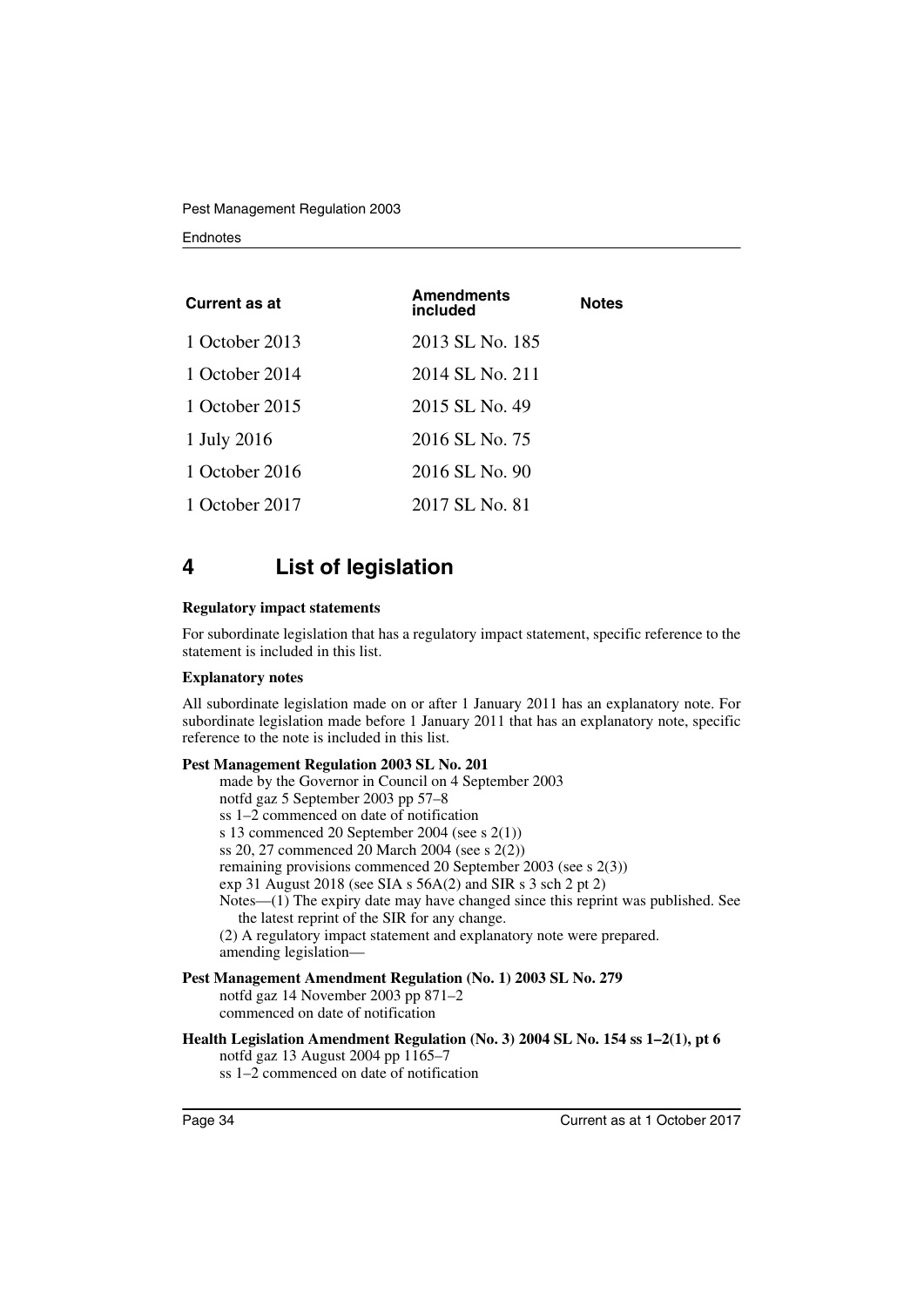| Current as at | Amendments included | Notes |
|---|---|---|
| 1 October 2013 | 2013 SL No. 185 | |
| 1 October 2014 | 2014 SL No. 211 | |
| 1 October 2015 | 2015 SL No. 49 | |
| 1 July 2016 | 2016 SL No. 75 | |
| 1 October 2016 | 2016 SL No. 90 | |
| 1 October 2017 | 2017 SL No. 81 | |

# 4 List of legislation

**Regulatory impact statements**

For subordinate legislation that has a regulatory impact statement, specific reference to the statement is included in this list.

**Explanatory notes**

All subordinate legislation made on or after 1 January 2011 has an explanatory note. For subordinate legislation made before 1 January 2011 that has an explanatory note, specific reference to the note is included in this list.

**Pest Management Regulation 2003 SL No. 201**

made by the Governor in Council on 4 September 2003
notfd gaz 5 September 2003 pp 57–8
ss 1–2 commenced on date of notification
s 13 commenced 20 September 2004 (see s 2(1))
ss 20, 27 commenced 20 March 2004 (see s 2(2))
remaining provisions commenced 20 September 2003 (see s 2(3))
exp 31 August 2018 (see SIA s 56A(2) and SIR s 3 sch 2 pt 2)
Notes—(1) The expiry date may have changed since this reprint was published. See the latest reprint of the SIR for any change.
(2) A regulatory impact statement and explanatory note were prepared.
amending legislation—

**Pest Management Amendment Regulation (No. 1) 2003 SL No. 279**

notfd gaz 14 November 2003 pp 871–2
commenced on date of notification

**Health Legislation Amendment Regulation (No. 3) 2004 SL No. 154 ss 1–2(1), pt 6**

notfd gaz 13 August 2004 pp 1165–7
ss 1–2 commenced on date of notification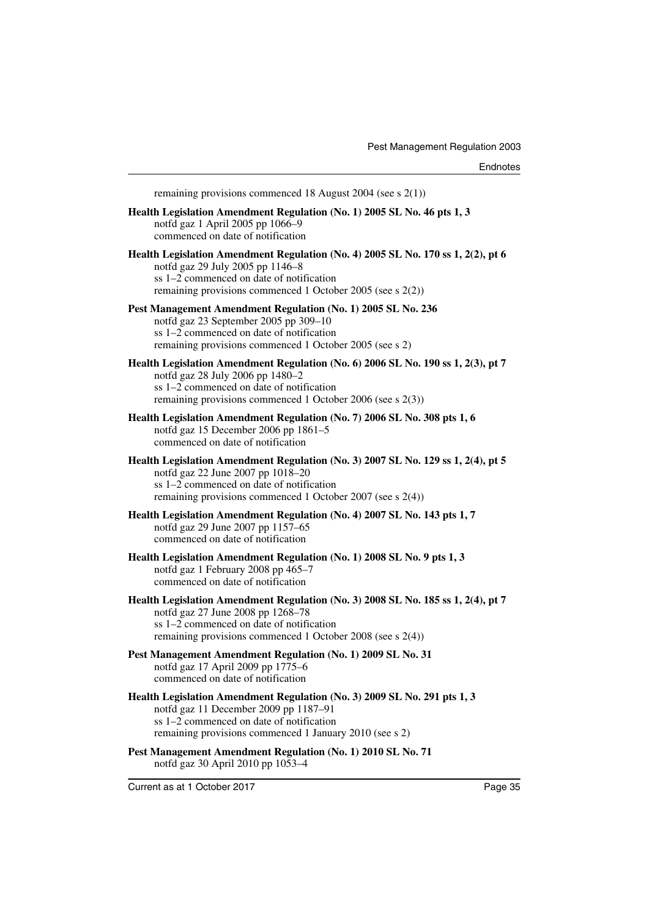remaining provisions commenced 18 August 2004 (see s 2(1))

**Health Legislation Amendment Regulation (No. 1) 2005 SL No. 46 pts 1, 3**
notfd gaz 1 April 2005 pp 1066–9
commenced on date of notification

**Health Legislation Amendment Regulation (No. 4) 2005 SL No. 170 ss 1, 2(2), pt 6**
notfd gaz 29 July 2005 pp 1146–8
ss 1–2 commenced on date of notification
remaining provisions commenced 1 October 2005 (see s 2(2))

**Pest Management Amendment Regulation (No. 1) 2005 SL No. 236**
notfd gaz 23 September 2005 pp 309–10
ss 1–2 commenced on date of notification
remaining provisions commenced 1 October 2005 (see s 2)

**Health Legislation Amendment Regulation (No. 6) 2006 SL No. 190 ss 1, 2(3), pt 7**
notfd gaz 28 July 2006 pp 1480–2
ss 1–2 commenced on date of notification
remaining provisions commenced 1 October 2006 (see s 2(3))

**Health Legislation Amendment Regulation (No. 7) 2006 SL No. 308 pts 1, 6**
notfd gaz 15 December 2006 pp 1861–5
commenced on date of notification

**Health Legislation Amendment Regulation (No. 3) 2007 SL No. 129 ss 1, 2(4), pt 5**
notfd gaz 22 June 2007 pp 1018–20
ss 1–2 commenced on date of notification
remaining provisions commenced 1 October 2007 (see s 2(4))

**Health Legislation Amendment Regulation (No. 4) 2007 SL No. 143 pts 1, 7**
notfd gaz 29 June 2007 pp 1157–65
commenced on date of notification

**Health Legislation Amendment Regulation (No. 1) 2008 SL No. 9 pts 1, 3**
notfd gaz 1 February 2008 pp 465–7
commenced on date of notification

**Health Legislation Amendment Regulation (No. 3) 2008 SL No. 185 ss 1, 2(4), pt 7**
notfd gaz 27 June 2008 pp 1268–78
ss 1–2 commenced on date of notification
remaining provisions commenced 1 October 2008 (see s 2(4))

**Pest Management Amendment Regulation (No. 1) 2009 SL No. 31**
notfd gaz 17 April 2009 pp 1775–6
commenced on date of notification

**Health Legislation Amendment Regulation (No. 3) 2009 SL No. 291 pts 1, 3**
notfd gaz 11 December 2009 pp 1187–91
ss 1–2 commenced on date of notification
remaining provisions commenced 1 January 2010 (see s 2)

**Pest Management Amendment Regulation (No. 1) 2010 SL No. 71**
notfd gaz 30 April 2010 pp 1053–4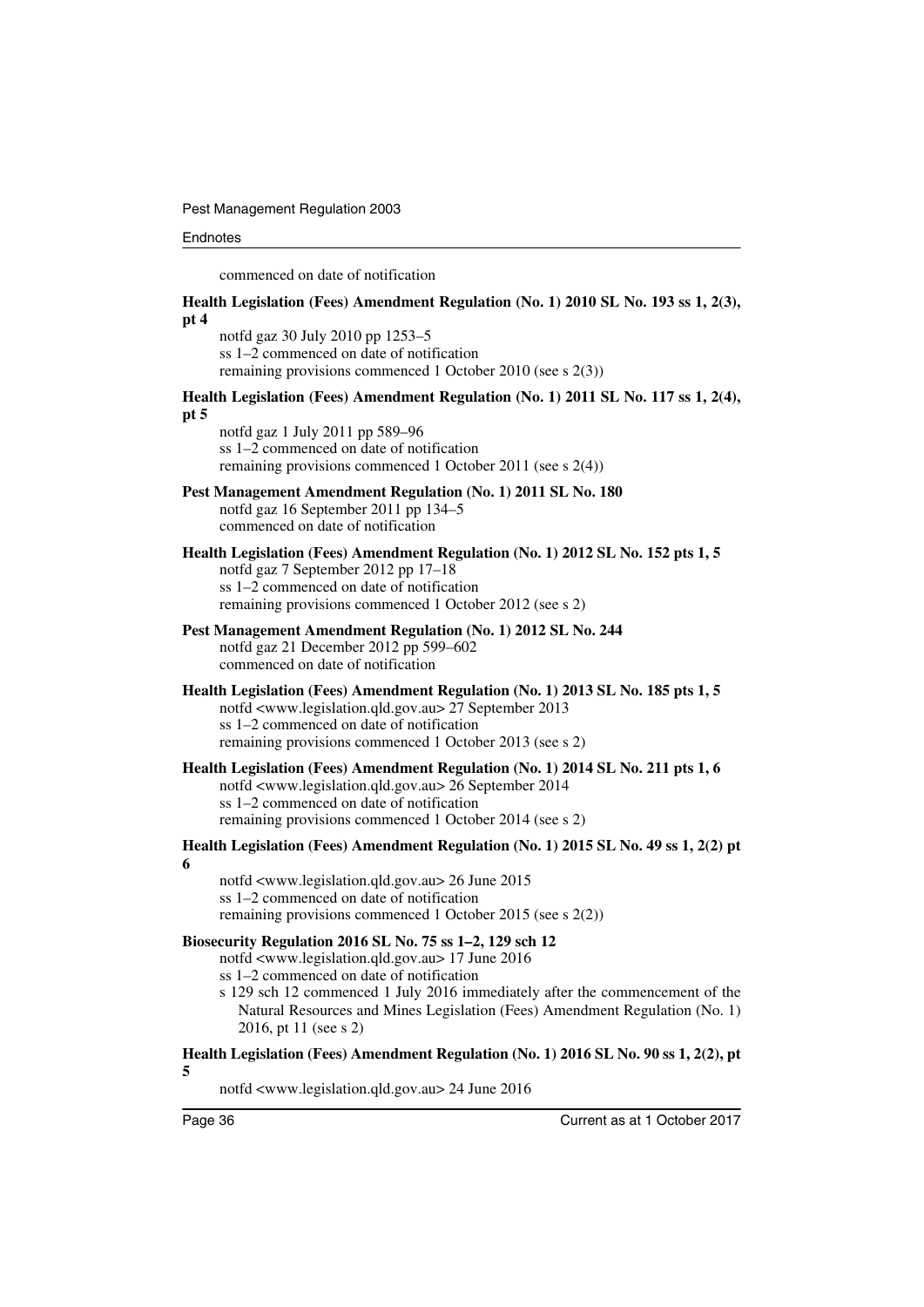commenced on date of notification

**Health Legislation (Fees) Amendment Regulation (No. 1) 2010 SL No. 193 ss 1, 2(3), pt 4**

notfd gaz 30 July 2010 pp 1253–5
ss 1–2 commenced on date of notification
remaining provisions commenced 1 October 2010 (see s 2(3))

**Health Legislation (Fees) Amendment Regulation (No. 1) 2011 SL No. 117 ss 1, 2(4), pt 5**

notfd gaz 1 July 2011 pp 589–96
ss 1–2 commenced on date of notification
remaining provisions commenced 1 October 2011 (see s 2(4))

**Pest Management Amendment Regulation (No. 1) 2011 SL No. 180**

notfd gaz 16 September 2011 pp 134–5
commenced on date of notification

**Health Legislation (Fees) Amendment Regulation (No. 1) 2012 SL No. 152 pts 1, 5**

notfd gaz 7 September 2012 pp 17–18
ss 1–2 commenced on date of notification
remaining provisions commenced 1 October 2012 (see s 2)

**Pest Management Amendment Regulation (No. 1) 2012 SL No. 244**

notfd gaz 21 December 2012 pp 599–602
commenced on date of notification

**Health Legislation (Fees) Amendment Regulation (No. 1) 2013 SL No. 185 pts 1, 5**

notfd <www.legislation.qld.gov.au> 27 September 2013
ss 1–2 commenced on date of notification
remaining provisions commenced 1 October 2013 (see s 2)

**Health Legislation (Fees) Amendment Regulation (No. 1) 2014 SL No. 211 pts 1, 6**

notfd <www.legislation.qld.gov.au> 26 September 2014
ss 1–2 commenced on date of notification
remaining provisions commenced 1 October 2014 (see s 2)

**Health Legislation (Fees) Amendment Regulation (No. 1) 2015 SL No. 49 ss 1, 2(2) pt 6**

notfd <www.legislation.qld.gov.au> 26 June 2015
ss 1–2 commenced on date of notification
remaining provisions commenced 1 October 2015 (see s 2(2))

**Biosecurity Regulation 2016 SL No. 75 ss 1–2, 129 sch 12**

notfd <www.legislation.qld.gov.au> 17 June 2016
ss 1–2 commenced on date of notification
s 129 sch 12 commenced 1 July 2016 immediately after the commencement of the Natural Resources and Mines Legislation (Fees) Amendment Regulation (No. 1) 2016, pt 11 (see s 2)

**Health Legislation (Fees) Amendment Regulation (No. 1) 2016 SL No. 90 ss 1, 2(2), pt 5**

notfd <www.legislation.qld.gov.au> 24 June 2016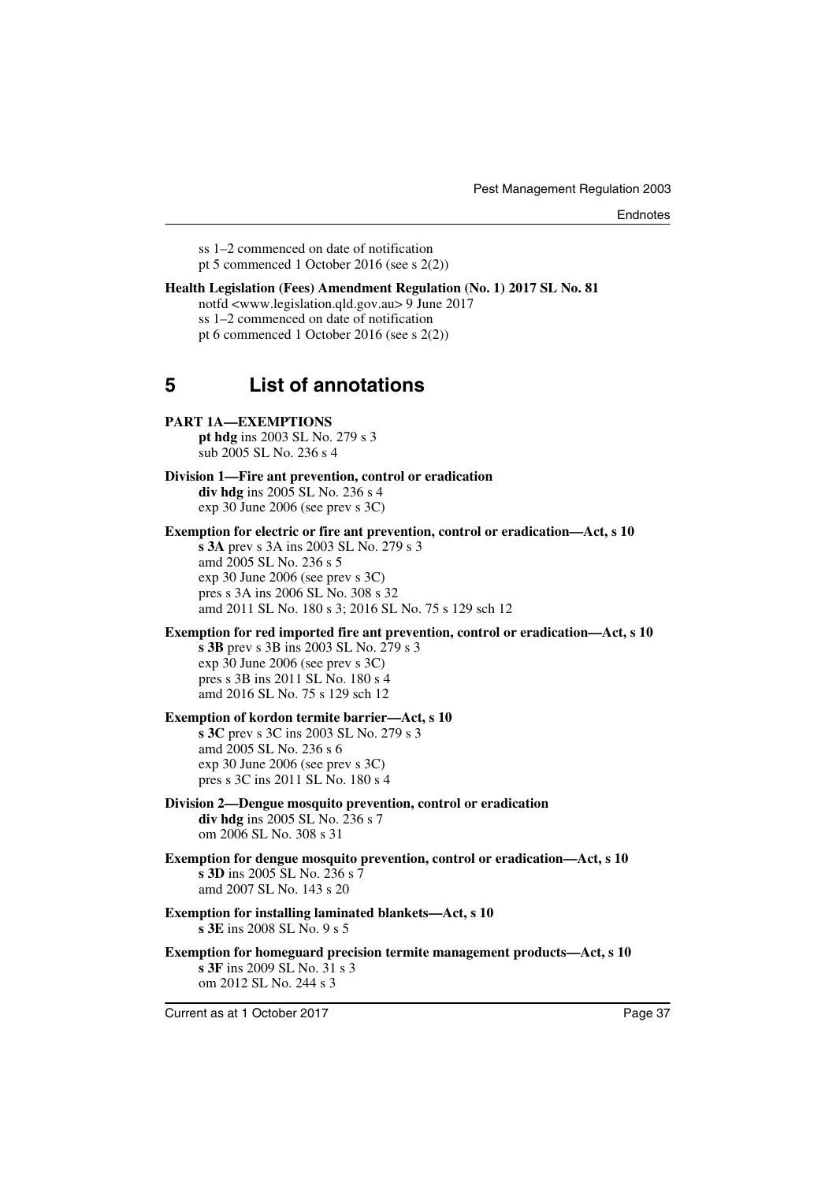ss 1–2 commenced on date of notification
pt 5 commenced 1 October 2016 (see s 2(2))

**Health Legislation (Fees) Amendment Regulation (No. 1) 2017 SL No. 81**
notfd <www.legislation.qld.gov.au> 9 June 2017
ss 1–2 commenced on date of notification
pt 6 commenced 1 October 2016 (see s 2(2))

## 5 List of annotations

**PART 1A—EXEMPTIONS**
**pt hdg** ins 2003 SL No. 279 s 3
sub 2005 SL No. 236 s 4

**Division 1—Fire ant prevention, control or eradication**
**div hdg** ins 2005 SL No. 236 s 4
exp 30 June 2006 (see prev s 3C)

**Exemption for electric or fire ant prevention, control or eradication—Act, s 10**
**s 3A** prev s 3A ins 2003 SL No. 279 s 3
amd 2005 SL No. 236 s 5
exp 30 June 2006 (see prev s 3C)
pres s 3A ins 2006 SL No. 308 s 32
amd 2011 SL No. 180 s 3; 2016 SL No. 75 s 129 sch 12

**Exemption for red imported fire ant prevention, control or eradication—Act, s 10**
**s 3B** prev s 3B ins 2003 SL No. 279 s 3
exp 30 June 2006 (see prev s 3C)
pres s 3B ins 2011 SL No. 180 s 4
amd 2016 SL No. 75 s 129 sch 12

**Exemption of kordon termite barrier—Act, s 10**
**s 3C** prev s 3C ins 2003 SL No. 279 s 3
amd 2005 SL No. 236 s 6
exp 30 June 2006 (see prev s 3C)
pres s 3C ins 2011 SL No. 180 s 4

**Division 2—Dengue mosquito prevention, control or eradication**
**div hdg** ins 2005 SL No. 236 s 7
om 2006 SL No. 308 s 31

**Exemption for dengue mosquito prevention, control or eradication—Act, s 10**
**s 3D** ins 2005 SL No. 236 s 7
amd 2007 SL No. 143 s 20

**Exemption for installing laminated blankets—Act, s 10**
**s 3E** ins 2008 SL No. 9 s 5

**Exemption for homeguard precision termite management products—Act, s 10**
**s 3F** ins 2009 SL No. 31 s 3
om 2012 SL No. 244 s 3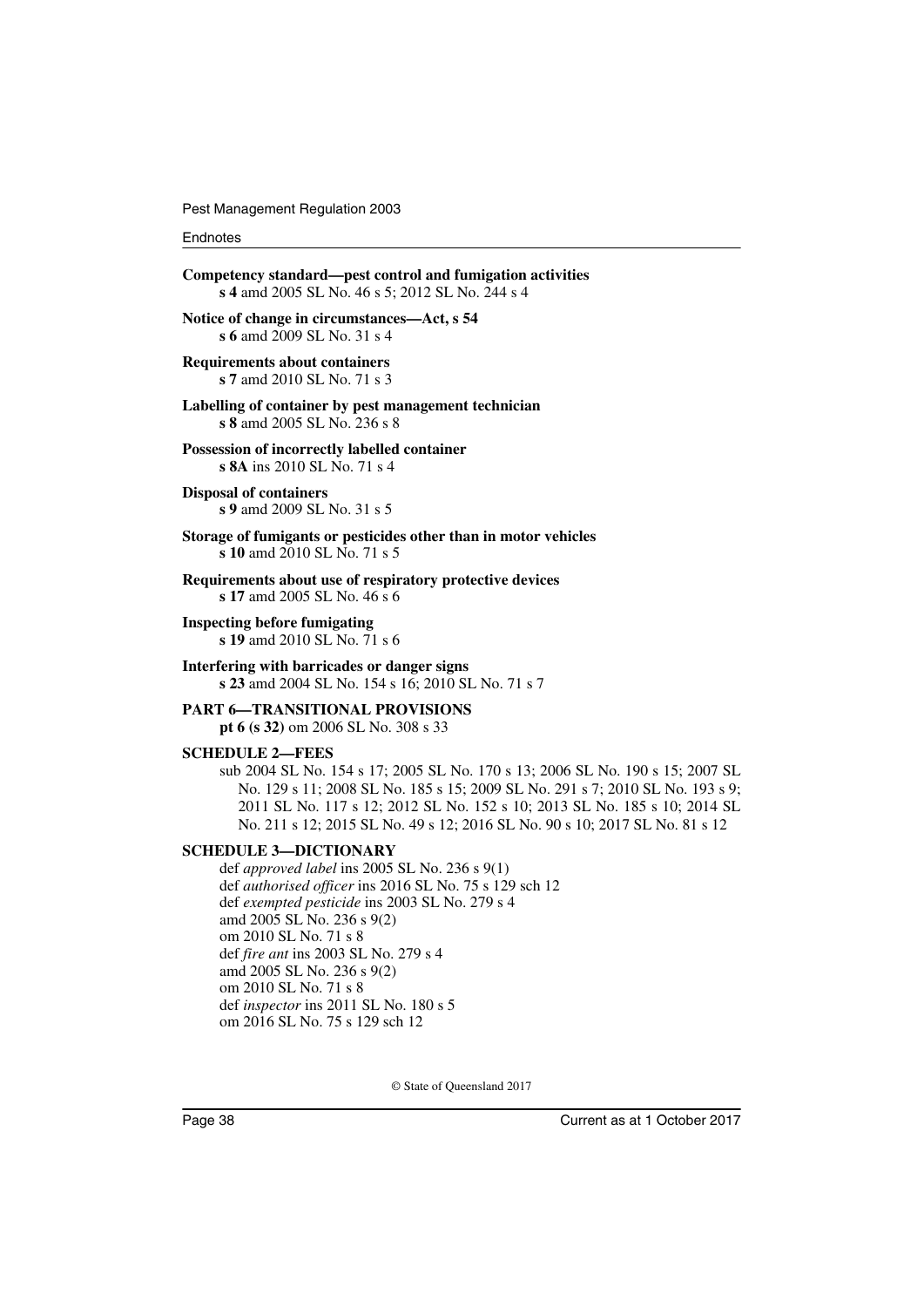**Competency standard—pest control and fumigation activities**
**s 4** amd 2005 SL No. 46 s 5; 2012 SL No. 244 s 4

**Notice of change in circumstances—Act, s 54**
**s 6** amd 2009 SL No. 31 s 4

**Requirements about containers**
**s 7** amd 2010 SL No. 71 s 3

**Labelling of container by pest management technician**
**s 8** amd 2005 SL No. 236 s 8

**Possession of incorrectly labelled container**
**s 8A** ins 2010 SL No. 71 s 4

**Disposal of containers**
**s 9** amd 2009 SL No. 31 s 5

**Storage of fumigants or pesticides other than in motor vehicles**
**s 10** amd 2010 SL No. 71 s 5

**Requirements about use of respiratory protective devices**
**s 17** amd 2005 SL No. 46 s 6

**Inspecting before fumigating**
**s 19** amd 2010 SL No. 71 s 6

**Interfering with barricades or danger signs**
**s 23** amd 2004 SL No. 154 s 16; 2010 SL No. 71 s 7

**PART 6—TRANSITIONAL PROVISIONS**
**pt 6 (s 32)** om 2006 SL No. 308 s 33

**SCHEDULE 2—FEES**
sub 2004 SL No. 154 s 17; 2005 SL No. 170 s 13; 2006 SL No. 190 s 15; 2007 SL No. 129 s 11; 2008 SL No. 185 s 15; 2009 SL No. 291 s 7; 2010 SL No. 193 s 9; 2011 SL No. 117 s 12; 2012 SL No. 152 s 10; 2013 SL No. 185 s 10; 2014 SL No. 211 s 12; 2015 SL No. 49 s 12; 2016 SL No. 90 s 10; 2017 SL No. 81 s 12

**SCHEDULE 3—DICTIONARY**
def *approved label* ins 2005 SL No. 236 s 9(1)
def *authorised officer* ins 2016 SL No. 75 s 129 sch 12
def *exempted pesticide* ins 2003 SL No. 279 s 4
amd 2005 SL No. 236 s 9(2)
om 2010 SL No. 71 s 8
def *fire ant* ins 2003 SL No. 279 s 4
amd 2005 SL No. 236 s 9(2)
om 2010 SL No. 71 s 8
def *inspector* ins 2011 SL No. 180 s 5
om 2016 SL No. 75 s 129 sch 12